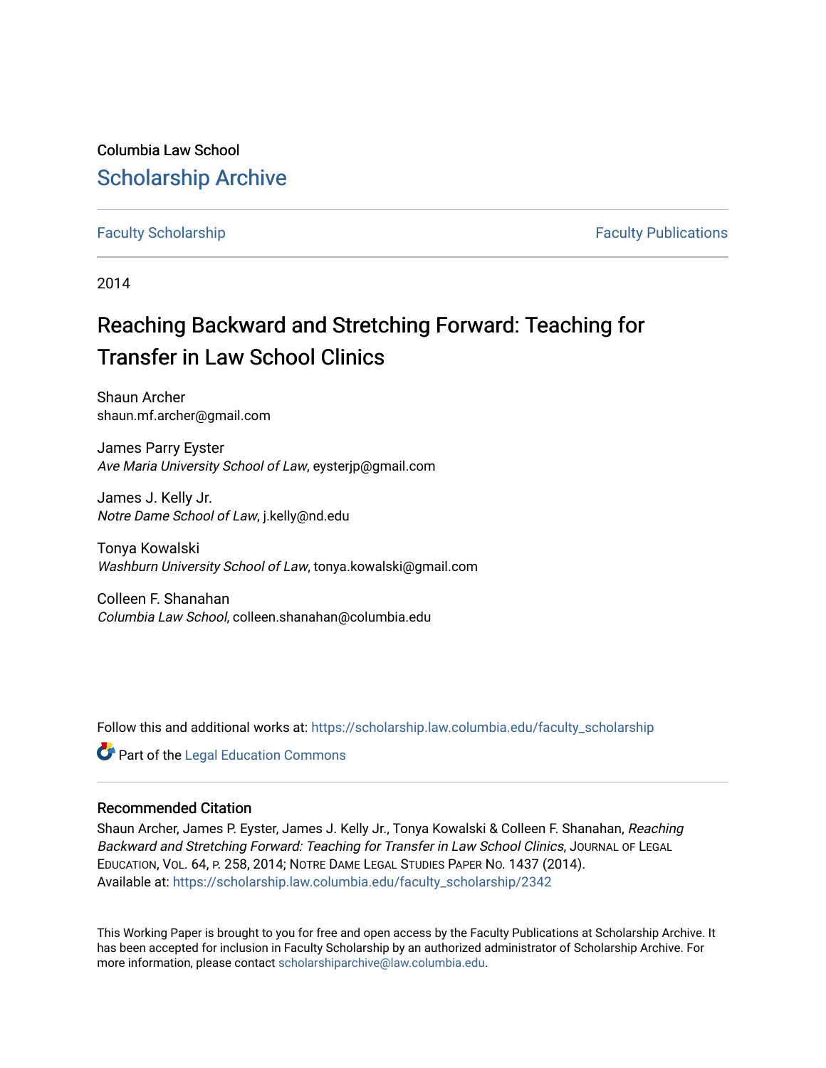Columbia Law School

## Scholarship Archive

Faculty Scholarship | Faculty Publications

2014

# Reaching Backward and Stretching Forward: Teaching for Transfer in Law School Clinics

Shaun Archer
shaun.mf.archer@gmail.com

James Parry Eyster
*Ave Maria University School of Law*, eysterjp@gmail.com

James J. Kelly Jr.
*Notre Dame School of Law*, j.kelly@nd.edu

Tonya Kowalski
*Washburn University School of Law*, tonya.kowalski@gmail.com

Colleen F. Shanahan
*Columbia Law School*, colleen.shanahan@columbia.edu

Follow this and additional works at: https://scholarship.law.columbia.edu/faculty_scholarship

Part of the Legal Education Commons

### Recommended Citation

Shaun Archer, James P. Eyster, James J. Kelly Jr., Tonya Kowalski & Colleen F. Shanahan, *Reaching Backward and Stretching Forward: Teaching for Transfer in Law School Clinics*, Journal of Legal Education, Vol. 64, p. 258, 2014; Notre Dame Legal Studies Paper No. 1437 (2014).
Available at: https://scholarship.law.columbia.edu/faculty_scholarship/2342

This Working Paper is brought to you for free and open access by the Faculty Publications at Scholarship Archive. It has been accepted for inclusion in Faculty Scholarship by an authorized administrator of Scholarship Archive. For more information, please contact scholarshiparchive@law.columbia.edu.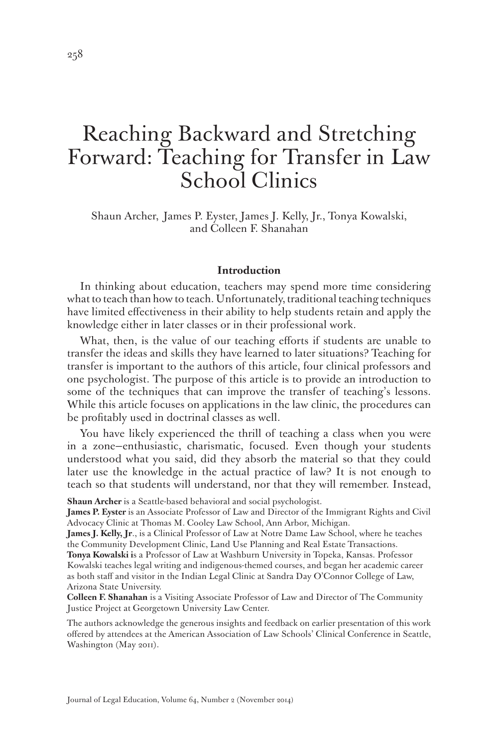# Reaching Backward and Stretching Forward: Teaching for Transfer in Law School Clinics

Shaun Archer, James P. Eyster, James J. Kelly, Jr., Tonya Kowalski, and Colleen F. Shanahan

### Introduction

In thinking about education, teachers may spend more time considering what to teach than how to teach. Unfortunately, traditional teaching techniques have limited effectiveness in their ability to help students retain and apply the knowledge either in later classes or in their professional work.

What, then, is the value of our teaching efforts if students are unable to transfer the ideas and skills they have learned to later situations? Teaching for transfer is important to the authors of this article, four clinical professors and one psychologist. The purpose of this article is to provide an introduction to some of the techniques that can improve the transfer of teaching's lessons. While this article focuses on applications in the law clinic, the procedures can be profitably used in doctrinal classes as well.

You have likely experienced the thrill of teaching a class when you were in a zone—enthusiastic, charismatic, focused. Even though your students understood what you said, did they absorb the material so that they could later use the knowledge in the actual practice of law? It is not enough to teach so that students will understand, nor that they will remember. Instead,

**Shaun Archer** is a Seattle-based behavioral and social psychologist.

**James P. Eyster** is an Associate Professor of Law and Director of the Immigrant Rights and Civil Advocacy Clinic at Thomas M. Cooley Law School, Ann Arbor, Michigan.

**James J. Kelly, Jr**., is a Clinical Professor of Law at Notre Dame Law School, where he teaches the Community Development Clinic, Land Use Planning and Real Estate Transactions.

**Tonya Kowalski i**s a Professor of Law at Washburn University in Topeka, Kansas. Professor Kowalski teaches legal writing and indigenous-themed courses, and began her academic career as both staff and visitor in the Indian Legal Clinic at Sandra Day O'Connor College of Law, Arizona State University.

**Colleen F. Shanahan** is a Visiting Associate Professor of Law and Director of The Community Justice Project at Georgetown University Law Center.

The authors acknowledge the generous insights and feedback on earlier presentation of this work offered by attendees at the American Association of Law Schools' Clinical Conference in Seattle, Washington (May 2011).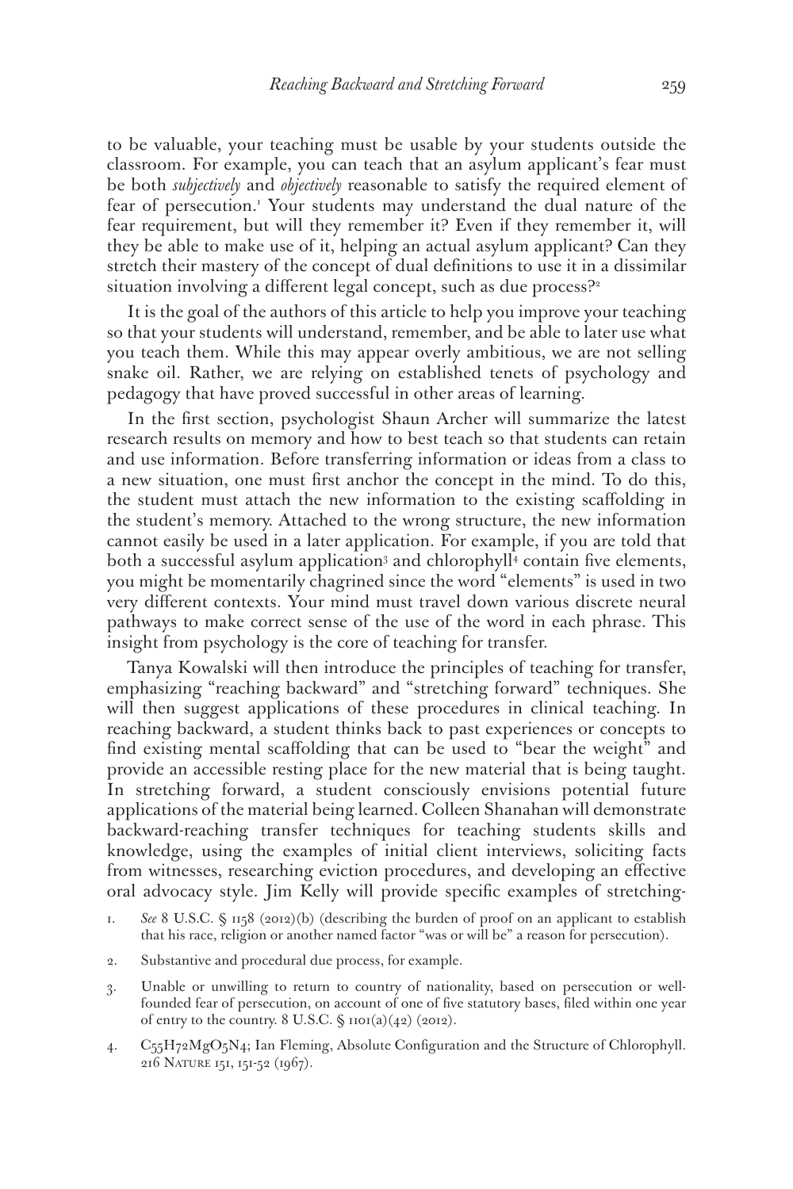to be valuable, your teaching must be usable by your students outside the classroom. For example, you can teach that an asylum applicant's fear must be both *subjectively* and *objectively* reasonable to satisfy the required element of fear of persecution.[1] Your students may understand the dual nature of the fear requirement, but will they remember it? Even if they remember it, will they be able to make use of it, helping an actual asylum applicant? Can they stretch their mastery of the concept of dual definitions to use it in a dissimilar situation involving a different legal concept, such as due process?[2]

It is the goal of the authors of this article to help you improve your teaching so that your students will understand, remember, and be able to later use what you teach them. While this may appear overly ambitious, we are not selling snake oil. Rather, we are relying on established tenets of psychology and pedagogy that have proved successful in other areas of learning.

In the first section, psychologist Shaun Archer will summarize the latest research results on memory and how to best teach so that students can retain and use information. Before transferring information or ideas from a class to a new situation, one must first anchor the concept in the mind. To do this, the student must attach the new information to the existing scaffolding in the student's memory. Attached to the wrong structure, the new information cannot easily be used in a later application. For example, if you are told that both a successful asylum application[3] and chlorophyll[4] contain five elements, you might be momentarily chagrined since the word "elements" is used in two very different contexts. Your mind must travel down various discrete neural pathways to make correct sense of the use of the word in each phrase. This insight from psychology is the core of teaching for transfer.

Tanya Kowalski will then introduce the principles of teaching for transfer, emphasizing "reaching backward" and "stretching forward" techniques. She will then suggest applications of these procedures in clinical teaching. In reaching backward, a student thinks back to past experiences or concepts to find existing mental scaffolding that can be used to "bear the weight" and provide an accessible resting place for the new material that is being taught. In stretching forward, a student consciously envisions potential future applications of the material being learned. Colleen Shanahan will demonstrate backward-reaching transfer techniques for teaching students skills and knowledge, using the examples of initial client interviews, soliciting facts from witnesses, researching eviction procedures, and developing an effective oral advocacy style. Jim Kelly will provide specific examples of stretching-

1. *See* 8 U.S.C. § 1158 (2012)(b) (describing the burden of proof on an applicant to establish that his race, religion or another named factor "was or will be" a reason for persecution).

2. Substantive and procedural due process, for example.

3. Unable or unwilling to return to country of nationality, based on persecution or well-founded fear of persecution, on account of one of five statutory bases, filed within one year of entry to the country. 8 U.S.C. § 1101(a)(42) (2012).

4. $C_{55}H_{72}MgO_5N_4$; Ian Fleming, Absolute Configuration and the Structure of Chlorophyll. 216 NATURE 151, 151-52 (1967).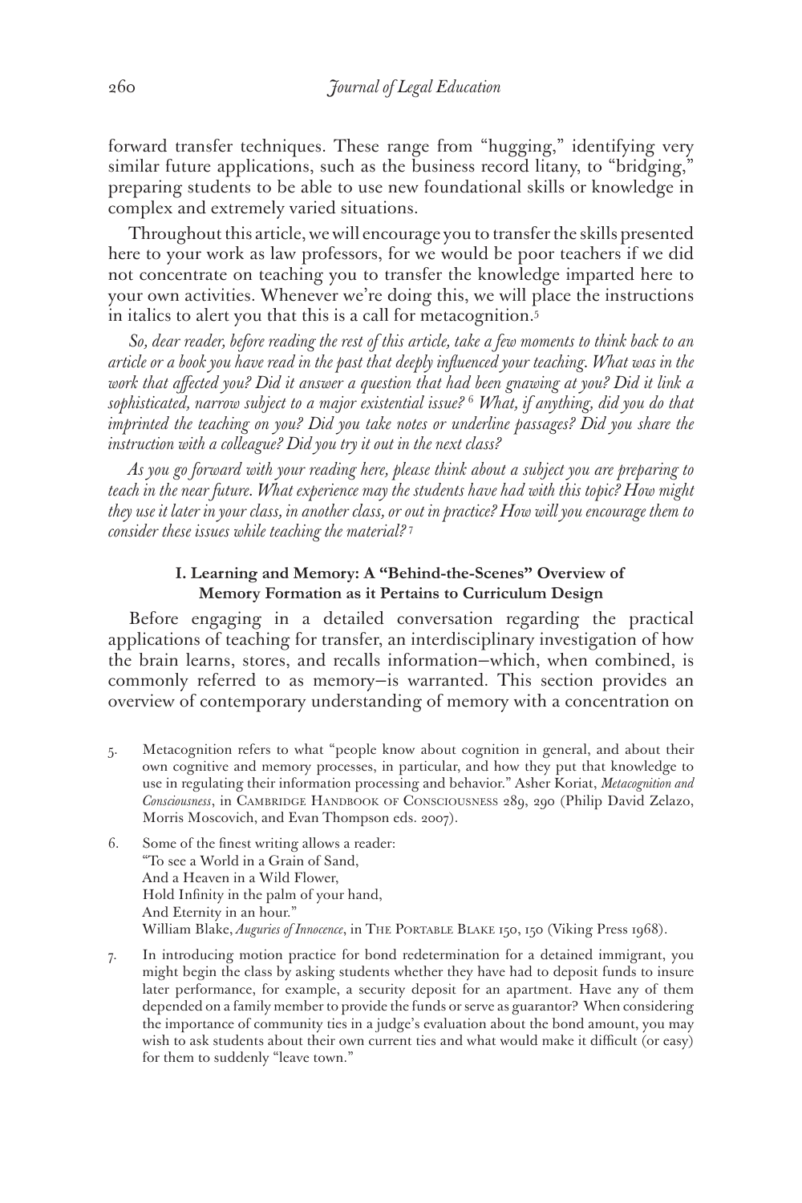forward transfer techniques. These range from "hugging," identifying very similar future applications, such as the business record litany, to "bridging," preparing students to be able to use new foundational skills or knowledge in complex and extremely varied situations.

Throughout this article, we will encourage you to transfer the skills presented here to your work as law professors, for we would be poor teachers if we did not concentrate on teaching you to transfer the knowledge imparted here to your own activities. Whenever we're doing this, we will place the instructions in italics to alert you that this is a call for metacognition.[5]

*So, dear reader, before reading the rest of this article, take a few moments to think back to an article or a book you have read in the past that deeply influenced your teaching. What was in the work that affected you? Did it answer a question that had been gnawing at you? Did it link a sophisticated, narrow subject to a major existential issue?* [6] *What, if anything, did you do that imprinted the teaching on you? Did you take notes or underline passages? Did you share the instruction with a colleague? Did you try it out in the next class?*

*As you go forward with your reading here, please think about a subject you are preparing to teach in the near future. What experience may the students have had with this topic? How might they use it later in your class, in another class, or out in practice? How will you encourage them to consider these issues while teaching the material?* [7]

## I. Learning and Memory: A "Behind-the-Scenes" Overview of Memory Formation as it Pertains to Curriculum Design

Before engaging in a detailed conversation regarding the practical applications of teaching for transfer, an interdisciplinary investigation of how the brain learns, stores, and recalls information—which, when combined, is commonly referred to as memory—is warranted. This section provides an overview of contemporary understanding of memory with a concentration on

5. Metacognition refers to what "people know about cognition in general, and about their own cognitive and memory processes, in particular, and how they put that knowledge to use in regulating their information processing and behavior." Asher Koriat, *Metacognition and Consciousness*, in Cambridge Handbook of Consciousness 289, 290 (Philip David Zelazo, Morris Moscovich, and Evan Thompson eds. 2007).

6. Some of the finest writing allows a reader:
   "To see a World in a Grain of Sand,
   And a Heaven in a Wild Flower,
   Hold Infinity in the palm of your hand,
   And Eternity in an hour."
   William Blake, *Auguries of Innocence*, in The Portable Blake 150, 150 (Viking Press 1968).

7. In introducing motion practice for bond redetermination for a detained immigrant, you might begin the class by asking students whether they have had to deposit funds to insure later performance, for example, a security deposit for an apartment. Have any of them depended on a family member to provide the funds or serve as guarantor? When considering the importance of community ties in a judge's evaluation about the bond amount, you may wish to ask students about their own current ties and what would make it difficult (or easy) for them to suddenly "leave town."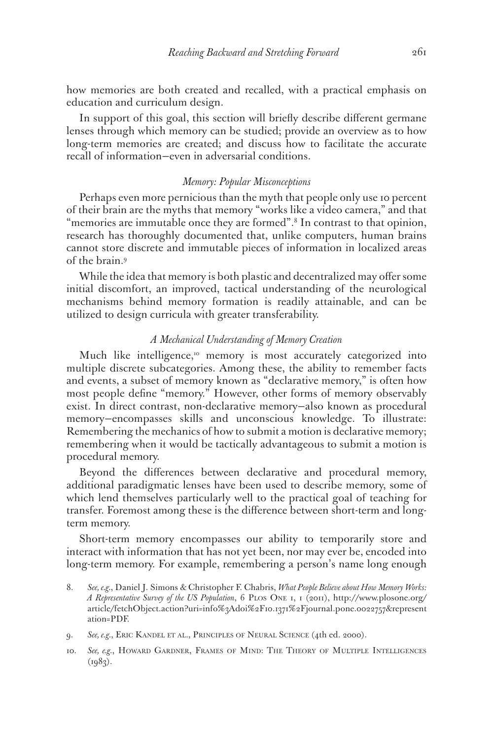how memories are both created and recalled, with a practical emphasis on education and curriculum design.

In support of this goal, this section will briefly describe different germane lenses through which memory can be studied; provide an overview as to how long-term memories are created; and discuss how to facilitate the accurate recall of information—even in adversarial conditions.

### *Memory: Popular Misconceptions*

Perhaps even more pernicious than the myth that people only use 10 percent of their brain are the myths that memory "works like a video camera," and that "memories are immutable once they are formed".[8] In contrast to that opinion, research has thoroughly documented that, unlike computers, human brains cannot store discrete and immutable pieces of information in localized areas of the brain.[9]

While the idea that memory is both plastic and decentralized may offer some initial discomfort, an improved, tactical understanding of the neurological mechanisms behind memory formation is readily attainable, and can be utilized to design curricula with greater transferability.

### *A Mechanical Understanding of Memory Creation*

Much like intelligence,[10] memory is most accurately categorized into multiple discrete subcategories. Among these, the ability to remember facts and events, a subset of memory known as "declarative memory," is often how most people define "memory." However, other forms of memory observably exist. In direct contrast, non-declarative memory—also known as procedural memory—encompasses skills and unconscious knowledge. To illustrate: Remembering the mechanics of how to submit a motion is declarative memory; remembering when it would be tactically advantageous to submit a motion is procedural memory.

Beyond the differences between declarative and procedural memory, additional paradigmatic lenses have been used to describe memory, some of which lend themselves particularly well to the practical goal of teaching for transfer. Foremost among these is the difference between short-term and long-term memory.

Short-term memory encompasses our ability to temporarily store and interact with information that has not yet been, nor may ever be, encoded into long-term memory. For example, remembering a person's name long enough

---

8. *See, e.g.*, Daniel J. Simons & Christopher F. Chabris, *What People Believe about How Memory Works: A Representative Survey of the US Population*, 6 PLOS ONE 1, 1 (2011), http://www.plosone.org/article/fetchObject.action?uri=info%3Adoi%2F10.1371%2Fjournal.pone.0022757&representation=PDF.

9. *See, e.g.*, ERIC KANDEL ET AL., PRINCIPLES OF NEURAL SCIENCE (4th ed. 2000).

10. *See, e.g.*, HOWARD GARDNER, FRAMES OF MIND: THE THEORY OF MULTIPLE INTELLIGENCES (1983).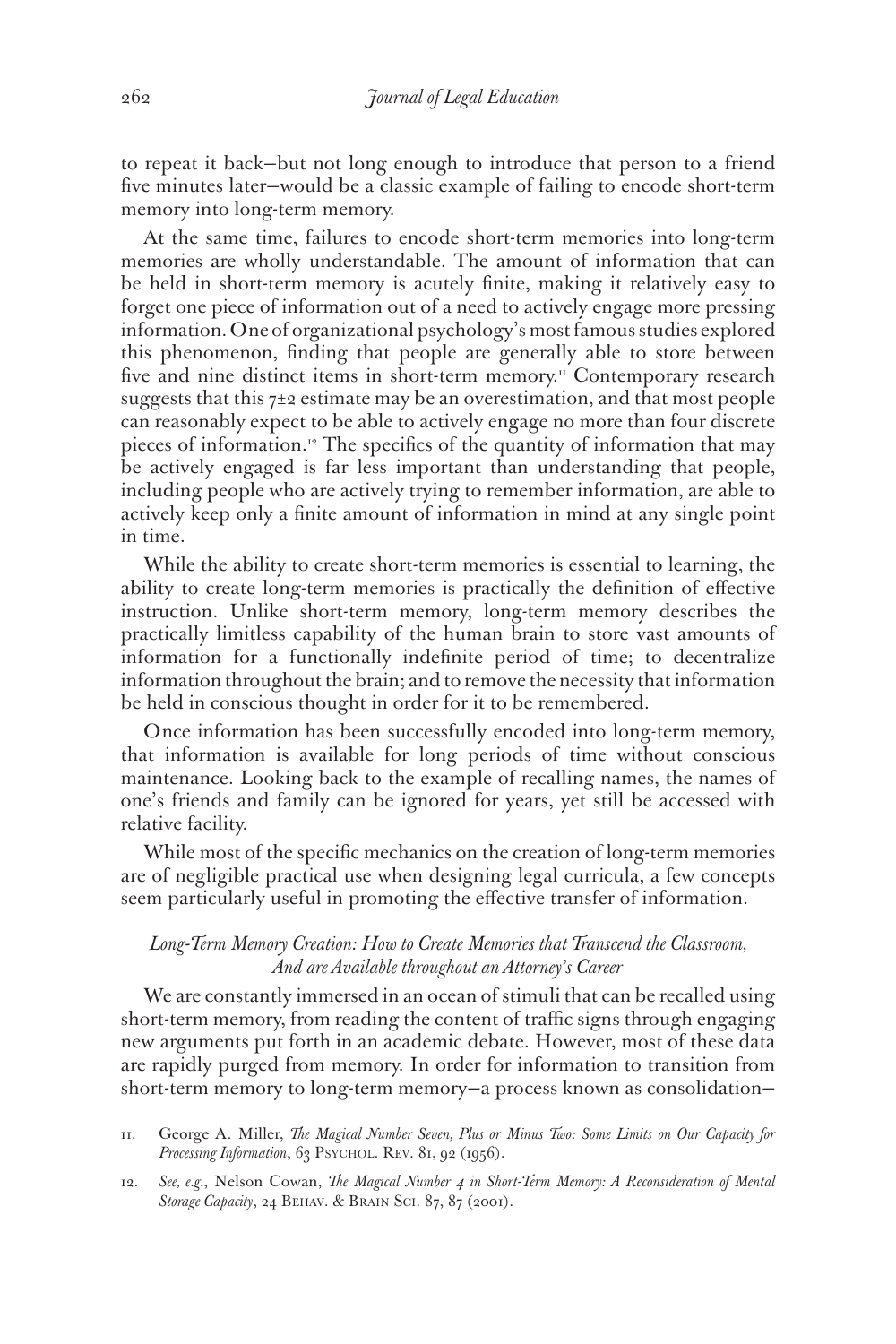to repeat it back—but not long enough to introduce that person to a friend five minutes later—would be a classic example of failing to encode short-term memory into long-term memory.

At the same time, failures to encode short-term memories into long-term memories are wholly understandable. The amount of information that can be held in short-term memory is acutely finite, making it relatively easy to forget one piece of information out of a need to actively engage more pressing information. One of organizational psychology's most famous studies explored this phenomenon, finding that people are generally able to store between five and nine distinct items in short-term memory.[11] Contemporary research suggests that this 7±2 estimate may be an overestimation, and that most people can reasonably expect to be able to actively engage no more than four discrete pieces of information.[12] The specifics of the quantity of information that may be actively engaged is far less important than understanding that people, including people who are actively trying to remember information, are able to actively keep only a finite amount of information in mind at any single point in time.

While the ability to create short-term memories is essential to learning, the ability to create long-term memories is practically the definition of effective instruction. Unlike short-term memory, long-term memory describes the practically limitless capability of the human brain to store vast amounts of information for a functionally indefinite period of time; to decentralize information throughout the brain; and to remove the necessity that information be held in conscious thought in order for it to be remembered.

Once information has been successfully encoded into long-term memory, that information is available for long periods of time without conscious maintenance. Looking back to the example of recalling names, the names of one's friends and family can be ignored for years, yet still be accessed with relative facility.

While most of the specific mechanics on the creation of long-term memories are of negligible practical use when designing legal curricula, a few concepts seem particularly useful in promoting the effective transfer of information.

### *Long-Term Memory Creation: How to Create Memories that Transcend the Classroom, And are Available throughout an Attorney's Career*

We are constantly immersed in an ocean of stimuli that can be recalled using short-term memory, from reading the content of traffic signs through engaging new arguments put forth in an academic debate. However, most of these data are rapidly purged from memory. In order for information to transition from short-term memory to long-term memory—a process known as consolidation—

11. George A. Miller, *The Magical Number Seven, Plus or Minus Two: Some Limits on Our Capacity for Processing Information*, 63 Psychol. Rev. 81, 92 (1956).

12. *See, e.g.*, Nelson Cowan, *The Magical Number 4 in Short-Term Memory: A Reconsideration of Mental Storage Capacity*, 24 Behav. & Brain Sci. 87, 87 (2001).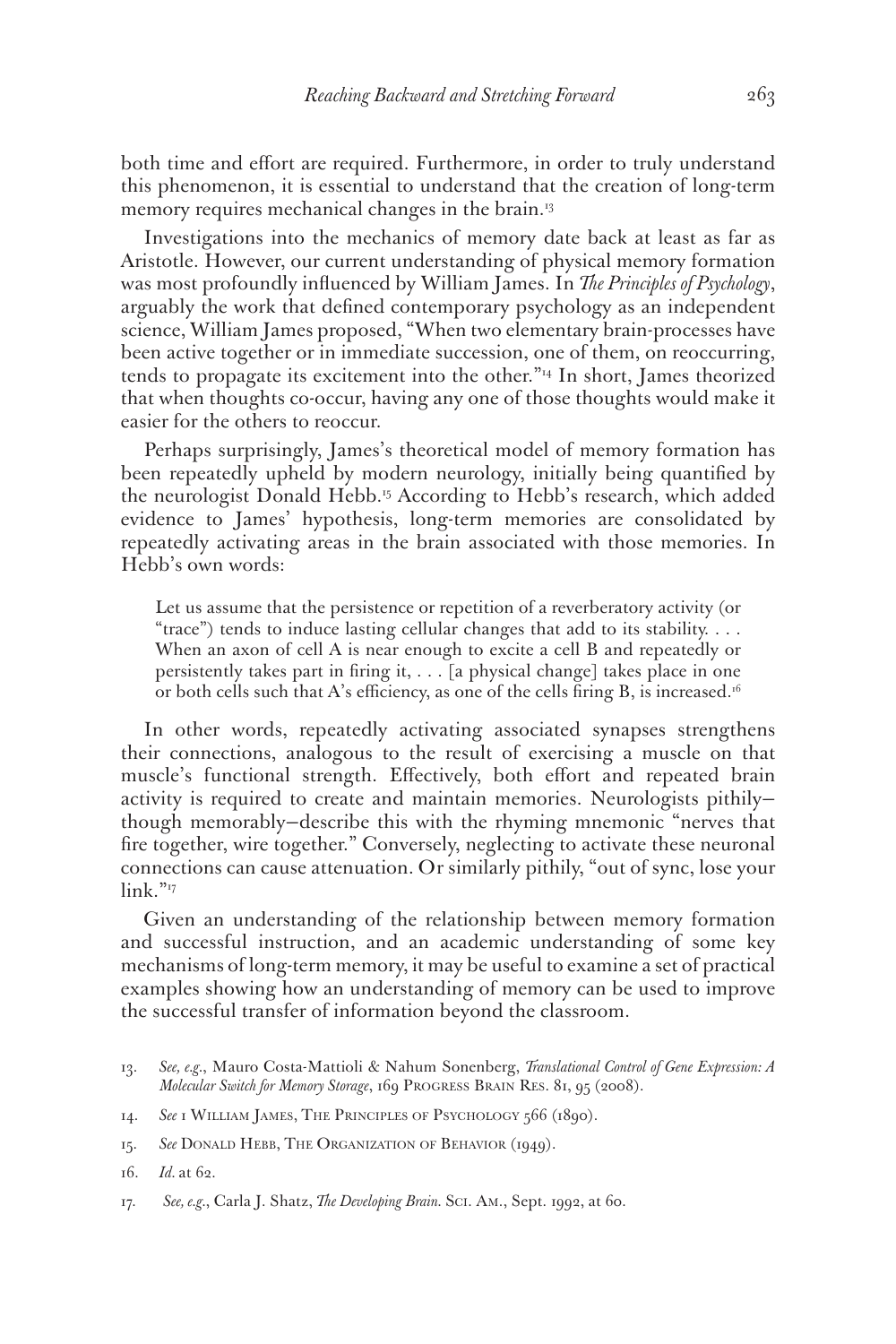both time and effort are required. Furthermore, in order to truly understand this phenomenon, it is essential to understand that the creation of long-term memory requires mechanical changes in the brain.[13]

Investigations into the mechanics of memory date back at least as far as Aristotle. However, our current understanding of physical memory formation was most profoundly influenced by William James. In *The Principles of Psychology*, arguably the work that defined contemporary psychology as an independent science, William James proposed, "When two elementary brain-processes have been active together or in immediate succession, one of them, on reoccurring, tends to propagate its excitement into the other."[14] In short, James theorized that when thoughts co-occur, having any one of those thoughts would make it easier for the others to reoccur.

Perhaps surprisingly, James's theoretical model of memory formation has been repeatedly upheld by modern neurology, initially being quantified by the neurologist Donald Hebb.[15] According to Hebb's research, which added evidence to James' hypothesis, long-term memories are consolidated by repeatedly activating areas in the brain associated with those memories. In Hebb's own words:

> Let us assume that the persistence or repetition of a reverberatory activity (or "trace") tends to induce lasting cellular changes that add to its stability. . . . When an axon of cell A is near enough to excite a cell B and repeatedly or persistently takes part in firing it, . . . [a physical change] takes place in one or both cells such that A's efficiency, as one of the cells firing B, is increased.[16]

In other words, repeatedly activating associated synapses strengthens their connections, analogous to the result of exercising a muscle on that muscle's functional strength. Effectively, both effort and repeated brain activity is required to create and maintain memories. Neurologists pithily—though memorably—describe this with the rhyming mnemonic "nerves that fire together, wire together." Conversely, neglecting to activate these neuronal connections can cause attenuation. Or similarly pithily, "out of sync, lose your link."[17]

Given an understanding of the relationship between memory formation and successful instruction, and an academic understanding of some key mechanisms of long-term memory, it may be useful to examine a set of practical examples showing how an understanding of memory can be used to improve the successful transfer of information beyond the classroom.

---

13. *See, e.g.*, Mauro Costa-Mattioli & Nahum Sonenberg, *Translational Control of Gene Expression: A Molecular Switch for Memory Storage*, 169 Progress Brain Res. 81, 95 (2008).

14. *See* 1 William James, The Principles of Psychology 566 (1890).

15. *See* Donald Hebb, The Organization of Behavior (1949).

16. *Id.* at 62.

17. *See, e.g.*, Carla J. Shatz, *The Developing Brain*. Sci. Am., Sept. 1992, at 60.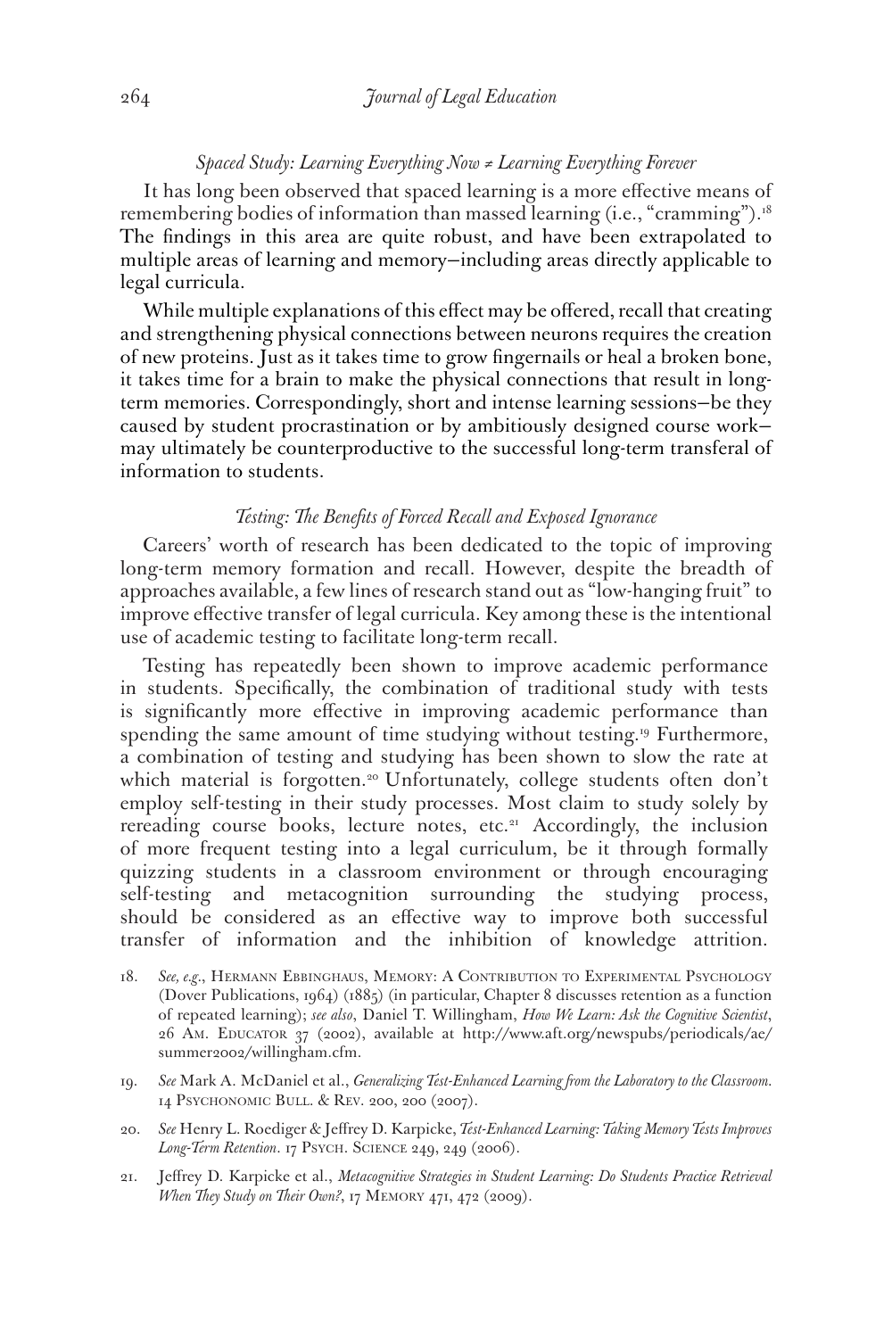### *Spaced Study: Learning Everything Now ≠ Learning Everything Forever*

It has long been observed that spaced learning is a more effective means of remembering bodies of information than massed learning (i.e., "cramming").[18] The findings in this area are quite robust, and have been extrapolated to multiple areas of learning and memory—including areas directly applicable to legal curricula.

While multiple explanations of this effect may be offered, recall that creating and strengthening physical connections between neurons requires the creation of new proteins. Just as it takes time to grow fingernails or heal a broken bone, it takes time for a brain to make the physical connections that result in long-term memories. Correspondingly, short and intense learning sessions—be they caused by student procrastination or by ambitiously designed course work—may ultimately be counterproductive to the successful long-term transferal of information to students.

### *Testing: The Benefits of Forced Recall and Exposed Ignorance*

Careers' worth of research has been dedicated to the topic of improving long-term memory formation and recall. However, despite the breadth of approaches available, a few lines of research stand out as "low-hanging fruit" to improve effective transfer of legal curricula. Key among these is the intentional use of academic testing to facilitate long-term recall.

Testing has repeatedly been shown to improve academic performance in students. Specifically, the combination of traditional study with tests is significantly more effective in improving academic performance than spending the same amount of time studying without testing.[19] Furthermore, a combination of testing and studying has been shown to slow the rate at which material is forgotten.[20] Unfortunately, college students often don't employ self-testing in their study processes. Most claim to study solely by rereading course books, lecture notes, etc.[21] Accordingly, the inclusion of more frequent testing into a legal curriculum, be it through formally quizzing students in a classroom environment or through encouraging self-testing and metacognition surrounding the studying process, should be considered as an effective way to improve both successful transfer of information and the inhibition of knowledge attrition.

18. *See, e.g.*, Hermann Ebbinghaus, Memory: A Contribution to Experimental Psychology (Dover Publications, 1964) (1885) (in particular, Chapter 8 discusses retention as a function of repeated learning); *see also*, Daniel T. Willingham, *How We Learn: Ask the Cognitive Scientist*, 26 Am. Educator 37 (2002), available at http://www.aft.org/newspubs/periodicals/ae/summer2002/willingham.cfm.

19. *See* Mark A. McDaniel et al., *Generalizing Test-Enhanced Learning from the Laboratory to the Classroom*. 14 Psychonomic Bull. & Rev. 200, 200 (2007).

20. *See* Henry L. Roediger & Jeffrey D. Karpicke, *Test-Enhanced Learning: Taking Memory Tests Improves Long-Term Retention*. 17 Psych. Science 249, 249 (2006).

21. Jeffrey D. Karpicke et al., *Metacognitive Strategies in Student Learning: Do Students Practice Retrieval When They Study on Their Own?*, 17 Memory 471, 472 (2009).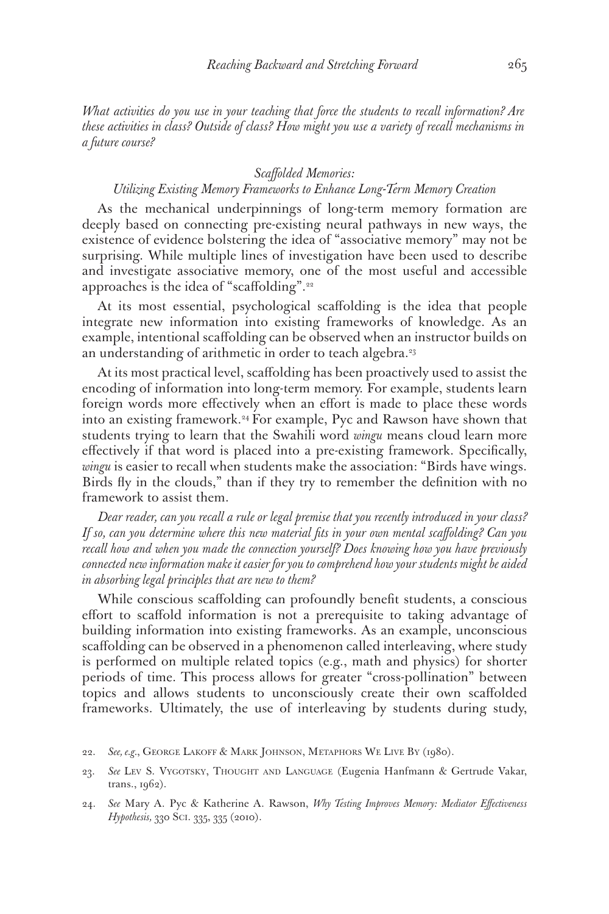*What activities do you use in your teaching that force the students to recall information? Are these activities in class? Outside of class? How might you use a variety of recall mechanisms in a future course?*

### *Scaffolded Memories: Utilizing Existing Memory Frameworks to Enhance Long-Term Memory Creation*

As the mechanical underpinnings of long-term memory formation are deeply based on connecting pre-existing neural pathways in new ways, the existence of evidence bolstering the idea of "associative memory" may not be surprising. While multiple lines of investigation have been used to describe and investigate associative memory, one of the most useful and accessible approaches is the idea of "scaffolding".[22]

At its most essential, psychological scaffolding is the idea that people integrate new information into existing frameworks of knowledge. As an example, intentional scaffolding can be observed when an instructor builds on an understanding of arithmetic in order to teach algebra.[23]

At its most practical level, scaffolding has been proactively used to assist the encoding of information into long-term memory. For example, students learn foreign words more effectively when an effort is made to place these words into an existing framework.[24] For example, Pyc and Rawson have shown that students trying to learn that the Swahili word *wingu* means cloud learn more effectively if that word is placed into a pre-existing framework. Specifically, *wingu* is easier to recall when students make the association: "Birds have wings. Birds fly in the clouds," than if they try to remember the definition with no framework to assist them.

*Dear reader, can you recall a rule or legal premise that you recently introduced in your class? If so, can you determine where this new material fits in your own mental scaffolding? Can you recall how and when you made the connection yourself? Does knowing how you have previously connected new information make it easier for you to comprehend how your students might be aided in absorbing legal principles that are new to them?*

While conscious scaffolding can profoundly benefit students, a conscious effort to scaffold information is not a prerequisite to taking advantage of building information into existing frameworks. As an example, unconscious scaffolding can be observed in a phenomenon called interleaving, where study is performed on multiple related topics (e.g., math and physics) for shorter periods of time. This process allows for greater "cross-pollination" between topics and allows students to unconsciously create their own scaffolded frameworks. Ultimately, the use of interleaving by students during study,

---

22. *See, e.g.*, George Lakoff & Mark Johnson, Metaphors We Live By (1980).

23. *See* Lev S. Vygotsky, Thought and Language (Eugenia Hanfmann & Gertrude Vakar, trans., 1962).

24. *See* Mary A. Pyc & Katherine A. Rawson, *Why Testing Improves Memory: Mediator Effectiveness Hypothesis,* 330 Sci. 335, 335 (2010).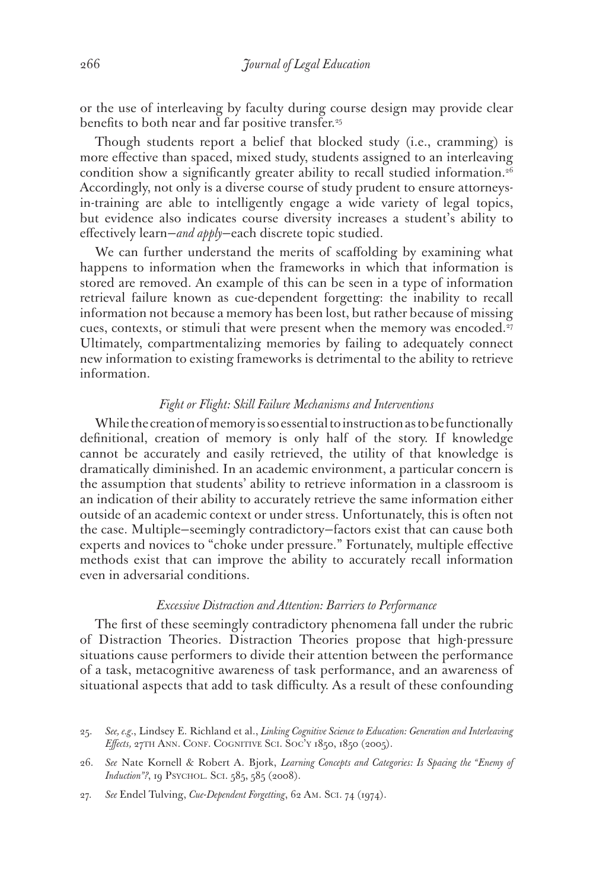or the use of interleaving by faculty during course design may provide clear benefits to both near and far positive transfer.[25]

Though students report a belief that blocked study (i.e., cramming) is more effective than spaced, mixed study, students assigned to an interleaving condition show a significantly greater ability to recall studied information.[26] Accordingly, not only is a diverse course of study prudent to ensure attorneys-in-training are able to intelligently engage a wide variety of legal topics, but evidence also indicates course diversity increases a student's ability to effectively learn—*and apply*—each discrete topic studied.

We can further understand the merits of scaffolding by examining what happens to information when the frameworks in which that information is stored are removed. An example of this can be seen in a type of information retrieval failure known as cue-dependent forgetting: the inability to recall information not because a memory has been lost, but rather because of missing cues, contexts, or stimuli that were present when the memory was encoded.[27] Ultimately, compartmentalizing memories by failing to adequately connect new information to existing frameworks is detrimental to the ability to retrieve information.

### *Fight or Flight: Skill Failure Mechanisms and Interventions*

While the creation of memory is so essential to instruction as to be functionally definitional, creation of memory is only half of the story. If knowledge cannot be accurately and easily retrieved, the utility of that knowledge is dramatically diminished. In an academic environment, a particular concern is the assumption that students' ability to retrieve information in a classroom is an indication of their ability to accurately retrieve the same information either outside of an academic context or under stress. Unfortunately, this is often not the case. Multiple—seemingly contradictory—factors exist that can cause both experts and novices to "choke under pressure." Fortunately, multiple effective methods exist that can improve the ability to accurately recall information even in adversarial conditions.

### *Excessive Distraction and Attention: Barriers to Performance*

The first of these seemingly contradictory phenomena fall under the rubric of Distraction Theories. Distraction Theories propose that high-pressure situations cause performers to divide their attention between the performance of a task, metacognitive awareness of task performance, and an awareness of situational aspects that add to task difficulty. As a result of these confounding

25. *See, e.g.*, Lindsey E. Richland et al., *Linking Cognitive Science to Education: Generation and Interleaving Effects,* 27TH ANN. CONF. COGNITIVE SCI. SOC'Y 1850, 1850 (2005).

26. *See* Nate Kornell & Robert A. Bjork, *Learning Concepts and Categories: Is Spacing the "Enemy of Induction"?*, 19 PSYCHOL. SCI. 585, 585 (2008).

27. *See* Endel Tulving, *Cue-Dependent Forgetting*, 62 AM. SCI. 74 (1974).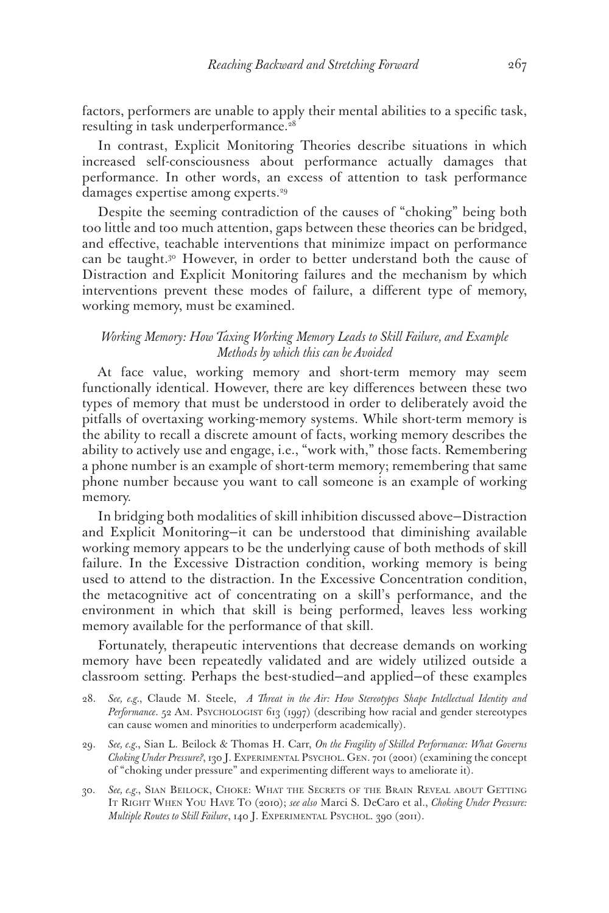factors, performers are unable to apply their mental abilities to a specific task, resulting in task underperformance.[28]

In contrast, Explicit Monitoring Theories describe situations in which increased self-consciousness about performance actually damages that performance. In other words, an excess of attention to task performance damages expertise among experts.[29]

Despite the seeming contradiction of the causes of "choking" being both too little and too much attention, gaps between these theories can be bridged, and effective, teachable interventions that minimize impact on performance can be taught.[30] However, in order to better understand both the cause of Distraction and Explicit Monitoring failures and the mechanism by which interventions prevent these modes of failure, a different type of memory, working memory, must be examined.

### *Working Memory: How Taxing Working Memory Leads to Skill Failure, and Example Methods by which this can be Avoided*

At face value, working memory and short-term memory may seem functionally identical. However, there are key differences between these two types of memory that must be understood in order to deliberately avoid the pitfalls of overtaxing working-memory systems. While short-term memory is the ability to recall a discrete amount of facts, working memory describes the ability to actively use and engage, i.e., "work with," those facts. Remembering a phone number is an example of short-term memory; remembering that same phone number because you want to call someone is an example of working memory.

In bridging both modalities of skill inhibition discussed above—Distraction and Explicit Monitoring—it can be understood that diminishing available working memory appears to be the underlying cause of both methods of skill failure. In the Excessive Distraction condition, working memory is being used to attend to the distraction. In the Excessive Concentration condition, the metacognitive act of concentrating on a skill's performance, and the environment in which that skill is being performed, leaves less working memory available for the performance of that skill.

Fortunately, therapeutic interventions that decrease demands on working memory have been repeatedly validated and are widely utilized outside a classroom setting. Perhaps the best-studied—and applied—of these examples

28. *See, e.g.*, Claude M. Steele, *A Threat in the Air: How Stereotypes Shape Intellectual Identity and Performance*. 52 Am. Psychologist 613 (1997) (describing how racial and gender stereotypes can cause women and minorities to underperform academically).

29. *See, e.g.*, Sian L. Beilock & Thomas H. Carr, *On the Fragility of Skilled Performance: What Governs Choking Under Pressure?*, 130 J. Experimental Psychol. Gen. 701 (2001) (examining the concept of "choking under pressure" and experimenting different ways to ameliorate it).

30. *See, e.g.*, Sian Beilock, Choke: What the Secrets of the Brain Reveal about Getting It Right When You Have To (2010); *see also* Marci S. DeCaro et al., *Choking Under Pressure: Multiple Routes to Skill Failure*, 140 J. Experimental Psychol. 390 (2011).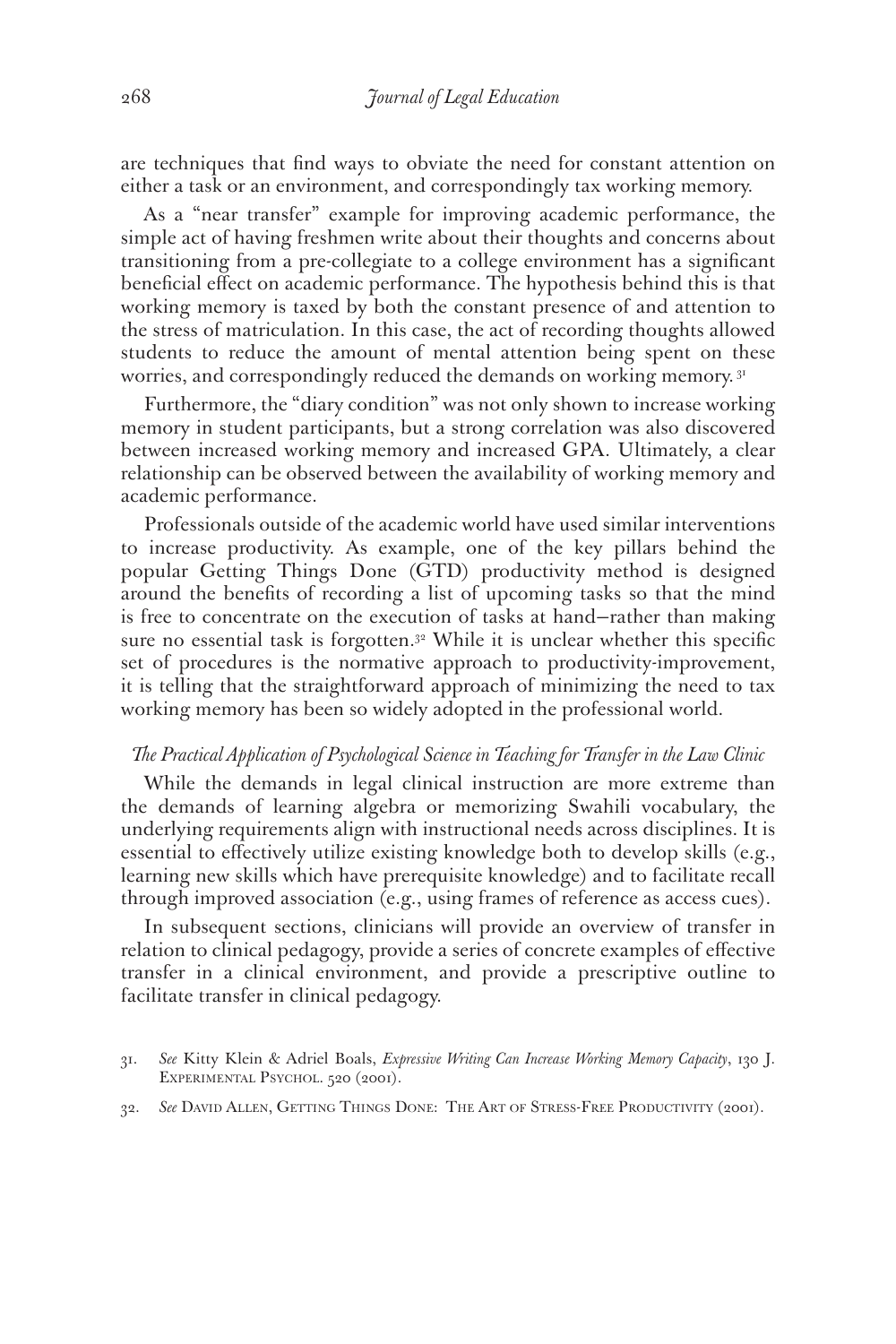are techniques that find ways to obviate the need for constant attention on either a task or an environment, and correspondingly tax working memory.

As a "near transfer" example for improving academic performance, the simple act of having freshmen write about their thoughts and concerns about transitioning from a pre-collegiate to a college environment has a significant beneficial effect on academic performance. The hypothesis behind this is that working memory is taxed by both the constant presence of and attention to the stress of matriculation. In this case, the act of recording thoughts allowed students to reduce the amount of mental attention being spent on these worries, and correspondingly reduced the demands on working memory.[31]

Furthermore, the "diary condition" was not only shown to increase working memory in student participants, but a strong correlation was also discovered between increased working memory and increased GPA. Ultimately, a clear relationship can be observed between the availability of working memory and academic performance.

Professionals outside of the academic world have used similar interventions to increase productivity. As example, one of the key pillars behind the popular Getting Things Done (GTD) productivity method is designed around the benefits of recording a list of upcoming tasks so that the mind is free to concentrate on the execution of tasks at hand—rather than making sure no essential task is forgotten.[32] While it is unclear whether this specific set of procedures is the normative approach to productivity-improvement, it is telling that the straightforward approach of minimizing the need to tax working memory has been so widely adopted in the professional world.

### *The Practical Application of Psychological Science in Teaching for Transfer in the Law Clinic*

While the demands in legal clinical instruction are more extreme than the demands of learning algebra or memorizing Swahili vocabulary, the underlying requirements align with instructional needs across disciplines. It is essential to effectively utilize existing knowledge both to develop skills (e.g., learning new skills which have prerequisite knowledge) and to facilitate recall through improved association (e.g., using frames of reference as access cues).

In subsequent sections, clinicians will provide an overview of transfer in relation to clinical pedagogy, provide a series of concrete examples of effective transfer in a clinical environment, and provide a prescriptive outline to facilitate transfer in clinical pedagogy.

---

31. *See* Kitty Klein & Adriel Boals, *Expressive Writing Can Increase Working Memory Capacity*, 130 J. Experimental Psychol. 520 (2001).

32. *See* David Allen, Getting Things Done: The Art of Stress-Free Productivity (2001).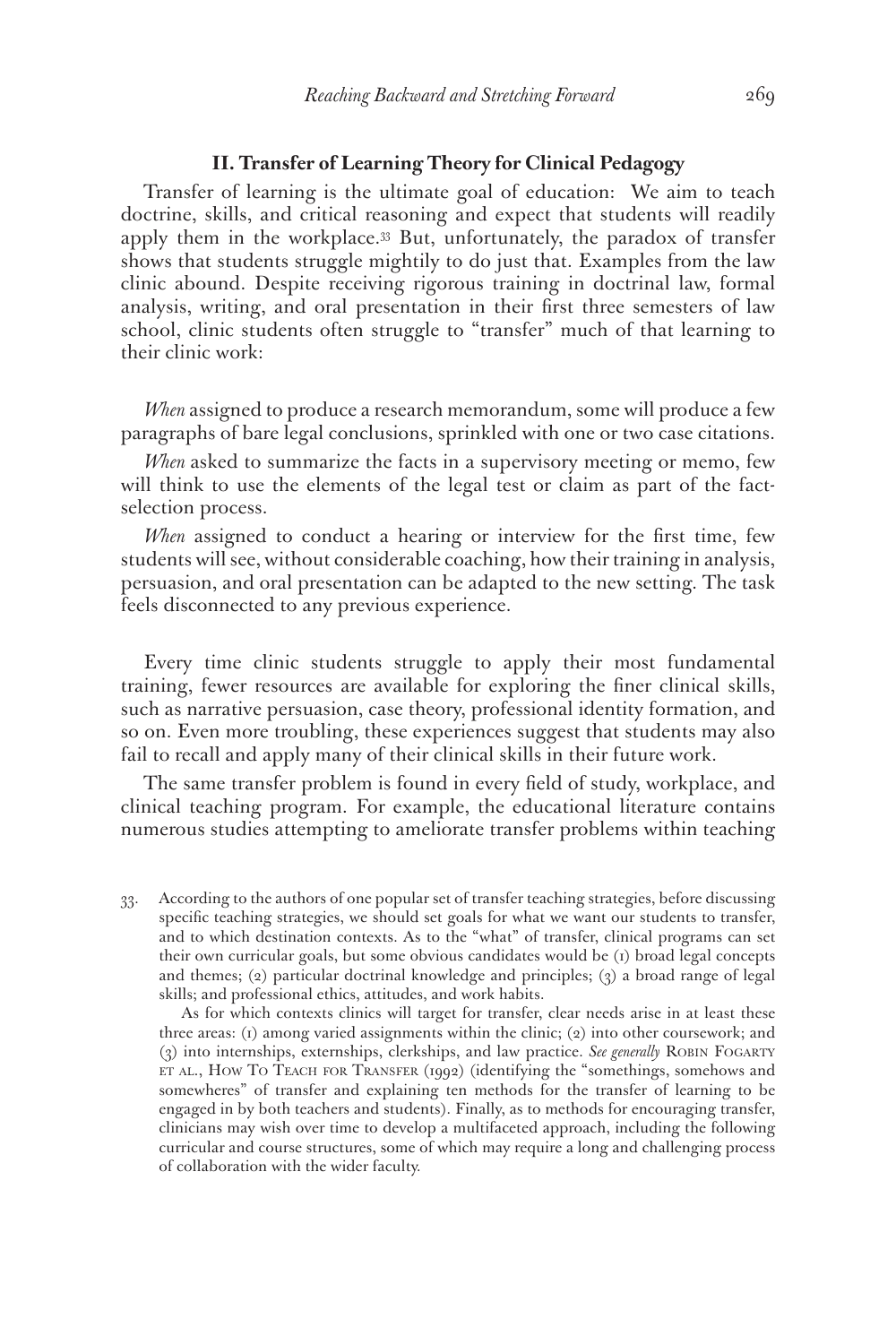## II. Transfer of Learning Theory for Clinical Pedagogy

Transfer of learning is the ultimate goal of education: We aim to teach doctrine, skills, and critical reasoning and expect that students will readily apply them in the workplace.[33] But, unfortunately, the paradox of transfer shows that students struggle mightily to do just that. Examples from the law clinic abound. Despite receiving rigorous training in doctrinal law, formal analysis, writing, and oral presentation in their first three semesters of law school, clinic students often struggle to "transfer" much of that learning to their clinic work:

*When* assigned to produce a research memorandum, some will produce a few paragraphs of bare legal conclusions, sprinkled with one or two case citations.

*When* asked to summarize the facts in a supervisory meeting or memo, few will think to use the elements of the legal test or claim as part of the fact-selection process.

*When* assigned to conduct a hearing or interview for the first time, few students will see, without considerable coaching, how their training in analysis, persuasion, and oral presentation can be adapted to the new setting. The task feels disconnected to any previous experience.

Every time clinic students struggle to apply their most fundamental training, fewer resources are available for exploring the finer clinical skills, such as narrative persuasion, case theory, professional identity formation, and so on. Even more troubling, these experiences suggest that students may also fail to recall and apply many of their clinical skills in their future work.

The same transfer problem is found in every field of study, workplace, and clinical teaching program. For example, the educational literature contains numerous studies attempting to ameliorate transfer problems within teaching

33. According to the authors of one popular set of transfer teaching strategies, before discussing specific teaching strategies, we should set goals for what we want our students to transfer, and to which destination contexts. As to the "what" of transfer, clinical programs can set their own curricular goals, but some obvious candidates would be (1) broad legal concepts and themes; (2) particular doctrinal knowledge and principles; (3) a broad range of legal skills; and professional ethics, attitudes, and work habits.

As for which contexts clinics will target for transfer, clear needs arise in at least these three areas: (1) among varied assignments within the clinic; (2) into other coursework; and (3) into internships, externships, clerkships, and law practice. *See generally* Robin Fogarty et al., How To Teach for Transfer (1992) (identifying the "somethings, somehows and somewheres" of transfer and explaining ten methods for the transfer of learning to be engaged in by both teachers and students). Finally, as to methods for encouraging transfer, clinicians may wish over time to develop a multifaceted approach, including the following curricular and course structures, some of which may require a long and challenging process of collaboration with the wider faculty.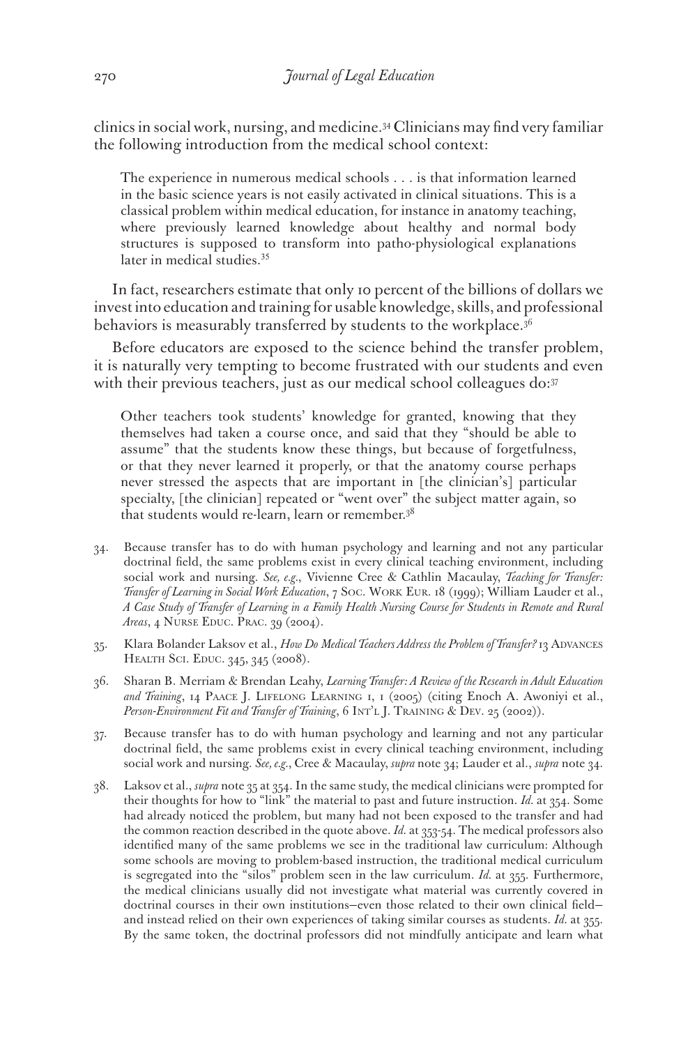clinics in social work, nursing, and medicine.[34] Clinicians may find very familiar the following introduction from the medical school context:

> The experience in numerous medical schools . . . is that information learned in the basic science years is not easily activated in clinical situations. This is a classical problem within medical education, for instance in anatomy teaching, where previously learned knowledge about healthy and normal body structures is supposed to transform into patho-physiological explanations later in medical studies.[35]

In fact, researchers estimate that only 10 percent of the billions of dollars we invest into education and training for usable knowledge, skills, and professional behaviors is measurably transferred by students to the workplace.[36]

Before educators are exposed to the science behind the transfer problem, it is naturally very tempting to become frustrated with our students and even with their previous teachers, just as our medical school colleagues do:[37]

> Other teachers took students' knowledge for granted, knowing that they themselves had taken a course once, and said that they "should be able to assume" that the students know these things, but because of forgetfulness, or that they never learned it properly, or that the anatomy course perhaps never stressed the aspects that are important in [the clinician's] particular specialty, [the clinician] repeated or "went over" the subject matter again, so that students would re-learn, learn or remember.[38]

34. Because transfer has to do with human psychology and learning and not any particular doctrinal field, the same problems exist in every clinical teaching environment, including social work and nursing. *See, e.g.*, Vivienne Cree & Cathlin Macaulay, *Teaching for Transfer: Transfer of Learning in Social Work Education*, 7 Soc. Work Eur. 18 (1999); William Lauder et al., *A Case Study of Transfer of Learning in a Family Health Nursing Course for Students in Remote and Rural Areas*, 4 Nurse Educ. Prac. 39 (2004).

35. Klara Bolander Laksov et al., *How Do Medical Teachers Address the Problem of Transfer?* 13 Advances Health Sci. Educ. 345, 345 (2008).

36. Sharan B. Merriam & Brendan Leahy, *Learning Transfer: A Review of the Research in Adult Education and Training*, 14 PAACE J. Lifelong Learning 1, 1 (2005) (citing Enoch A. Awoniyi et al., *Person-Environment Fit and Transfer of Training*, 6 Int'l J. Training & Dev. 25 (2002)).

37. Because transfer has to do with human psychology and learning and not any particular doctrinal field, the same problems exist in every clinical teaching environment, including social work and nursing. *See, e.g.*, Cree & Macaulay, *supra* note 34; Lauder et al., *supra* note 34.

38. Laksov et al., *supra* note 35 at 354. In the same study, the medical clinicians were prompted for their thoughts for how to "link" the material to past and future instruction. *Id.* at 354. Some had already noticed the problem, but many had not been exposed to the transfer and had the common reaction described in the quote above. *Id.* at 353-54. The medical professors also identified many of the same problems we see in the traditional law curriculum: Although some schools are moving to problem-based instruction, the traditional medical curriculum is segregated into the "silos" problem seen in the law curriculum. *Id.* at 355. Furthermore, the medical clinicians usually did not investigate what material was currently covered in doctrinal courses in their own institutions—even those related to their own clinical field—and instead relied on their own experiences of taking similar courses as students. *Id.* at 355. By the same token, the doctrinal professors did not mindfully anticipate and learn what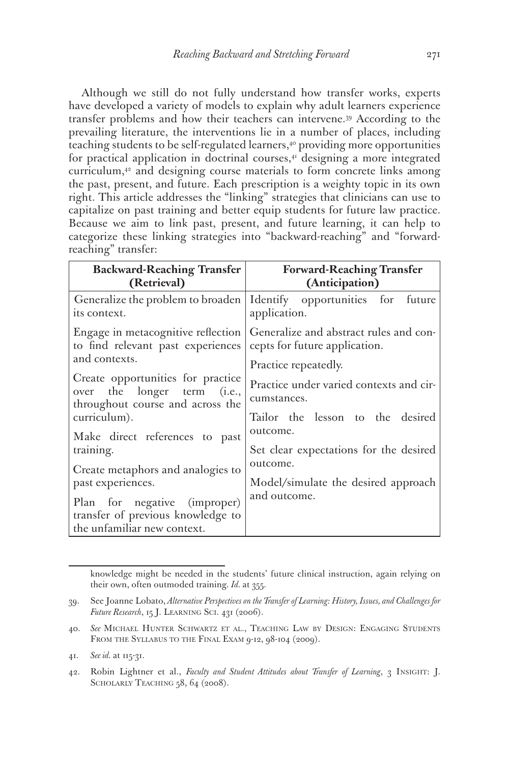Although we still do not fully understand how transfer works, experts have developed a variety of models to explain why adult learners experience transfer problems and how their teachers can intervene.[39] According to the prevailing literature, the interventions lie in a number of places, including teaching students to be self-regulated learners,[40] providing more opportunities for practical application in doctrinal courses,[41] designing a more integrated curriculum,[42] and designing course materials to form concrete links among the past, present, and future. Each prescription is a weighty topic in its own right. This article addresses the "linking" strategies that clinicians can use to capitalize on past training and better equip students for future law practice. Because we aim to link past, present, and future learning, it can help to categorize these linking strategies into "backward-reaching" and "forward-reaching" transfer:

| **Backward-Reaching Transfer (Retrieval)** | **Forward-Reaching Transfer (Anticipation)** |
|---|---|
| Generalize the problem to broaden its context. | Identify opportunities for future application. |
| Engage in metacognitive reflection to find relevant past experiences and contexts. | Generalize and abstract rules and concepts for future application. |
| Create opportunities for practice over the longer term (i.e., throughout course and across the curriculum). | Practice repeatedly. |
| Make direct references to past training. | Practice under varied contexts and circumstances. |
| Create metaphors and analogies to past experiences. | Tailor the lesson to the desired outcome. |
| Plan for negative (improper) transfer of previous knowledge to the unfamiliar new context. | Set clear expectations for the desired outcome. |
| | Model/simulate the desired approach and outcome. |

---

knowledge might be needed in the students' future clinical instruction, again relying on their own, often outmoded training. *Id.* at 355.

39. See Joanne Lobato, *Alternative Perspectives on the Transfer of Learning: History, Issues, and Challenges for Future Research*, 15 J. Learning Sci. 431 (2006).

40. *See* Michael Hunter Schwartz et al., Teaching Law by Design: Engaging Students From the Syllabus to the Final Exam 9-12, 98-104 (2009).

41. *See id.* at 115-31.

42. Robin Lightner et al., *Faculty and Student Attitudes about Transfer of Learning*, 3 Insight: J. Scholarly Teaching 58, 64 (2008).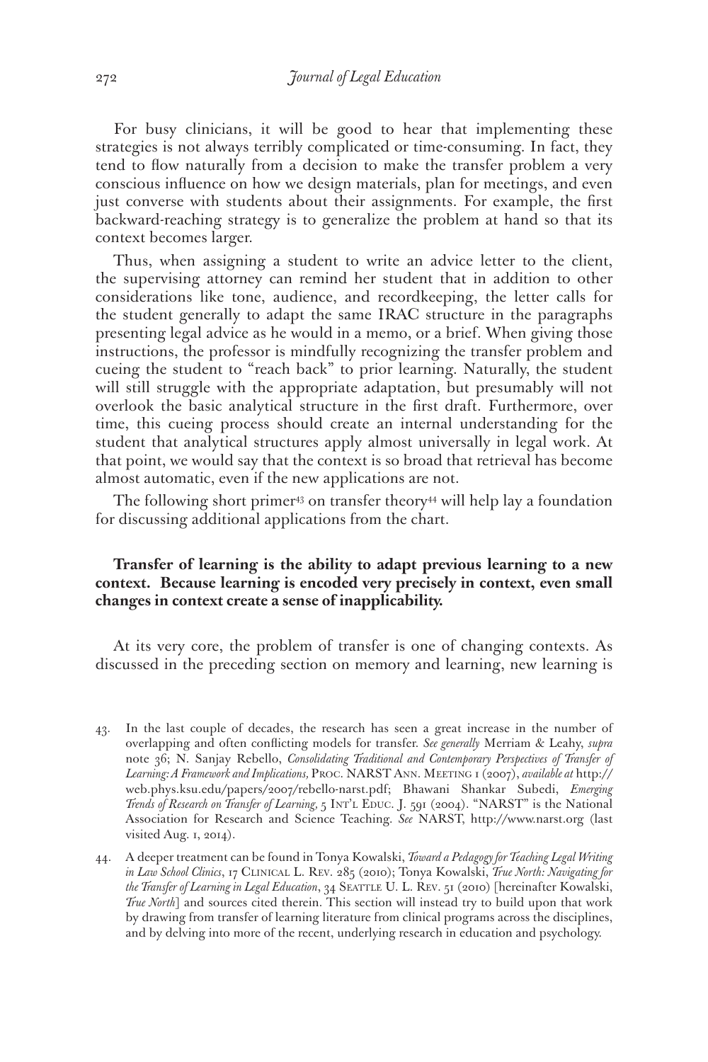For busy clinicians, it will be good to hear that implementing these strategies is not always terribly complicated or time-consuming. In fact, they tend to flow naturally from a decision to make the transfer problem a very conscious influence on how we design materials, plan for meetings, and even just converse with students about their assignments. For example, the first backward-reaching strategy is to generalize the problem at hand so that its context becomes larger.

Thus, when assigning a student to write an advice letter to the client, the supervising attorney can remind her student that in addition to other considerations like tone, audience, and recordkeeping, the letter calls for the student generally to adapt the same IRAC structure in the paragraphs presenting legal advice as he would in a memo, or a brief. When giving those instructions, the professor is mindfully recognizing the transfer problem and cueing the student to "reach back" to prior learning. Naturally, the student will still struggle with the appropriate adaptation, but presumably will not overlook the basic analytical structure in the first draft. Furthermore, over time, this cueing process should create an internal understanding for the student that analytical structures apply almost universally in legal work. At that point, we would say that the context is so broad that retrieval has become almost automatic, even if the new applications are not.

The following short primer[43] on transfer theory[44] will help lay a foundation for discussing additional applications from the chart.

**Transfer of learning is the ability to adapt previous learning to a new context. Because learning is encoded very precisely in context, even small changes in context create a sense of inapplicability.**

At its very core, the problem of transfer is one of changing contexts. As discussed in the preceding section on memory and learning, new learning is

43. In the last couple of decades, the research has seen a great increase in the number of overlapping and often conflicting models for transfer. *See generally* Merriam & Leahy, *supra* note 36; N. Sanjay Rebello, *Consolidating Traditional and Contemporary Perspectives of Transfer of Learning: A Framework and Implications,* Proc. NARST Ann. Meeting 1 (2007), *available at* http://web.phys.ksu.edu/papers/2007/rebello-narst.pdf; Bhawani Shankar Subedi, *Emerging Trends of Research on Transfer of Learning,* 5 Int'l Educ. J. 591 (2004). "NARST" is the National Association for Research and Science Teaching. *See* NARST, http://www.narst.org (last visited Aug. 1, 2014).

44. A deeper treatment can be found in Tonya Kowalski, *Toward a Pedagogy for Teaching Legal Writing in Law School Clinics*, 17 Clinical L. Rev. 285 (2010); Tonya Kowalski, *True North: Navigating for the Transfer of Learning in Legal Education*, 34 Seattle U. L. Rev. 51 (2010) [hereinafter Kowalski, *True North*] and sources cited therein. This section will instead try to build upon that work by drawing from transfer of learning literature from clinical programs across the disciplines, and by delving into more of the recent, underlying research in education and psychology.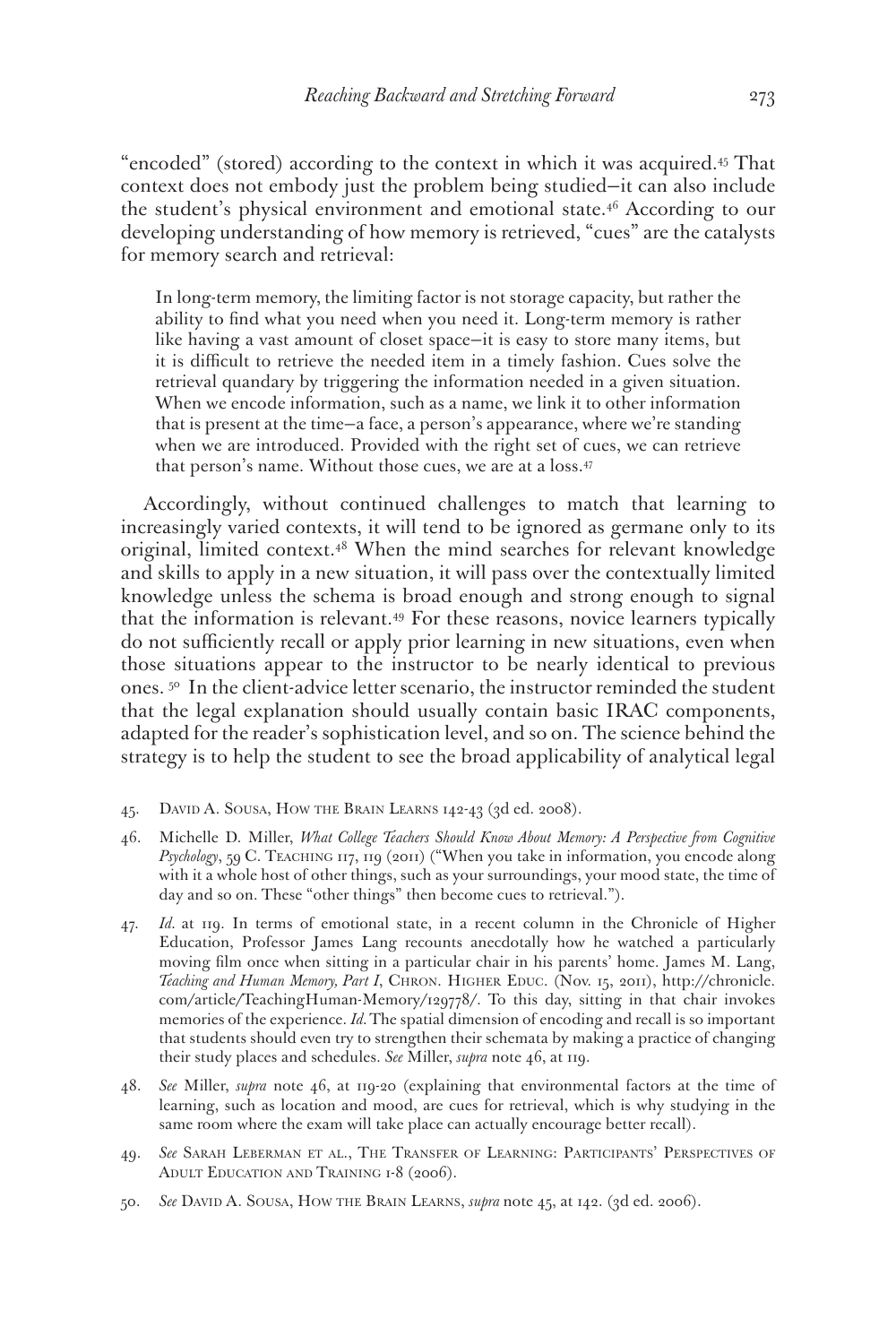"encoded" (stored) according to the context in which it was acquired.[45] That context does not embody just the problem being studied—it can also include the student's physical environment and emotional state.[46] According to our developing understanding of how memory is retrieved, "cues" are the catalysts for memory search and retrieval:

> In long-term memory, the limiting factor is not storage capacity, but rather the ability to find what you need when you need it. Long-term memory is rather like having a vast amount of closet space—it is easy to store many items, but it is difficult to retrieve the needed item in a timely fashion. Cues solve the retrieval quandary by triggering the information needed in a given situation. When we encode information, such as a name, we link it to other information that is present at the time—a face, a person's appearance, where we're standing when we are introduced. Provided with the right set of cues, we can retrieve that person's name. Without those cues, we are at a loss.[47]

Accordingly, without continued challenges to match that learning to increasingly varied contexts, it will tend to be ignored as germane only to its original, limited context.[48] When the mind searches for relevant knowledge and skills to apply in a new situation, it will pass over the contextually limited knowledge unless the schema is broad enough and strong enough to signal that the information is relevant.[49] For these reasons, novice learners typically do not sufficiently recall or apply prior learning in new situations, even when those situations appear to the instructor to be nearly identical to previous ones.[50] In the client-advice letter scenario, the instructor reminded the student that the legal explanation should usually contain basic IRAC components, adapted for the reader's sophistication level, and so on. The science behind the strategy is to help the student to see the broad applicability of analytical legal

45. David A. Sousa, How the Brain Learns 142-43 (3d ed. 2008).

46. Michelle D. Miller, *What College Teachers Should Know About Memory: A Perspective from Cognitive Psychology*, 59 C. Teaching 117, 119 (2011) ("When you take in information, you encode along with it a whole host of other things, such as your surroundings, your mood state, the time of day and so on. These "other things" then become cues to retrieval.").

47. *Id.* at 119. In terms of emotional state, in a recent column in the Chronicle of Higher Education, Professor James Lang recounts anecdotally how he watched a particularly moving film once when sitting in a particular chair in his parents' home. James M. Lang, *Teaching and Human Memory, Part I*, Chron. Higher Educ. (Nov. 15, 2011), http://chronicle.com/article/TeachingHuman-Memory/129778/. To this day, sitting in that chair invokes memories of the experience. *Id.* The spatial dimension of encoding and recall is so important that students should even try to strengthen their schemata by making a practice of changing their study places and schedules. *See* Miller, *supra* note 46, at 119.

48. *See* Miller, *supra* note 46, at 119-20 (explaining that environmental factors at the time of learning, such as location and mood, are cues for retrieval, which is why studying in the same room where the exam will take place can actually encourage better recall).

49. *See* Sarah Leberman et al., The Transfer of Learning: Participants' Perspectives of Adult Education and Training 1-8 (2006).

50. *See* David A. Sousa, How the Brain Learns, *supra* note 45, at 142. (3d ed. 2006).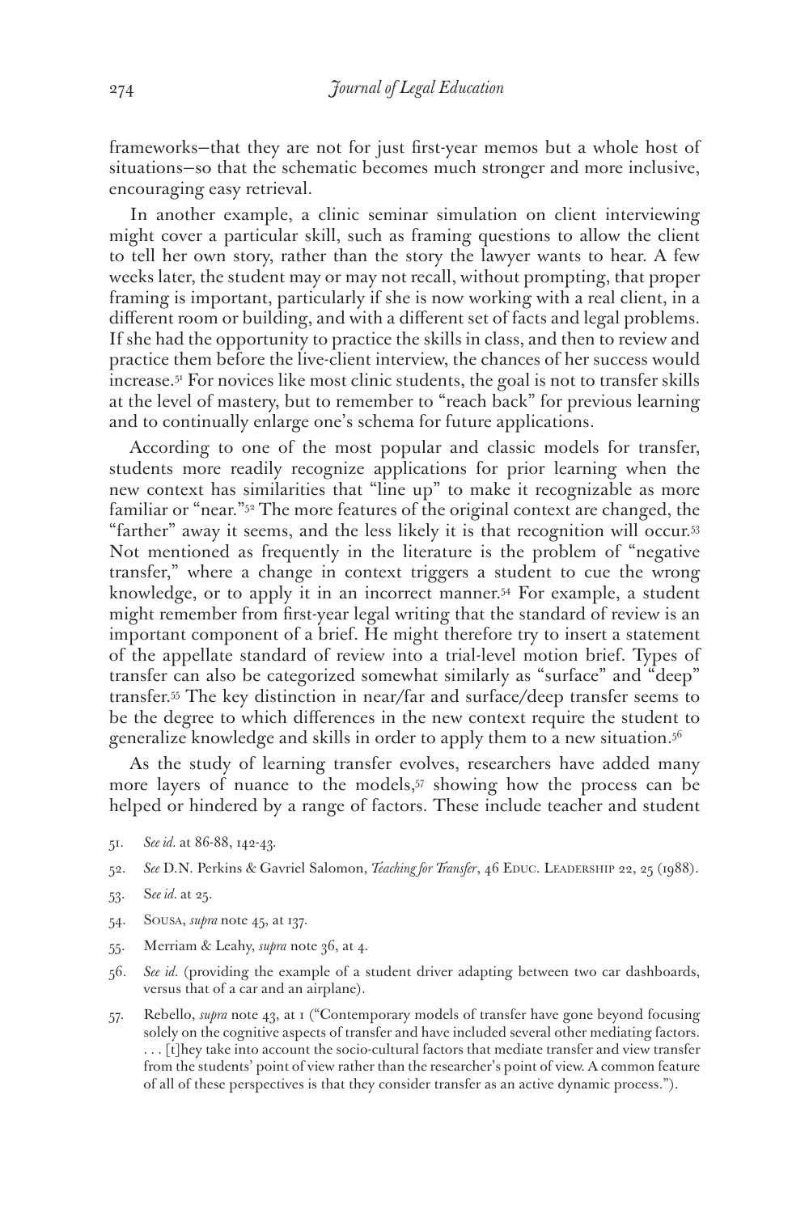frameworks—that they are not for just first-year memos but a whole host of situations—so that the schematic becomes much stronger and more inclusive, encouraging easy retrieval.

In another example, a clinic seminar simulation on client interviewing might cover a particular skill, such as framing questions to allow the client to tell her own story, rather than the story the lawyer wants to hear. A few weeks later, the student may or may not recall, without prompting, that proper framing is important, particularly if she is now working with a real client, in a different room or building, and with a different set of facts and legal problems. If she had the opportunity to practice the skills in class, and then to review and practice them before the live-client interview, the chances of her success would increase.[51] For novices like most clinic students, the goal is not to transfer skills at the level of mastery, but to remember to "reach back" for previous learning and to continually enlarge one's schema for future applications.

According to one of the most popular and classic models for transfer, students more readily recognize applications for prior learning when the new context has similarities that "line up" to make it recognizable as more familiar or "near."[52] The more features of the original context are changed, the "farther" away it seems, and the less likely it is that recognition will occur.[53] Not mentioned as frequently in the literature is the problem of "negative transfer," where a change in context triggers a student to cue the wrong knowledge, or to apply it in an incorrect manner.[54] For example, a student might remember from first-year legal writing that the standard of review is an important component of a brief. He might therefore try to insert a statement of the appellate standard of review into a trial-level motion brief. Types of transfer can also be categorized somewhat similarly as "surface" and "deep" transfer.[55] The key distinction in near/far and surface/deep transfer seems to be the degree to which differences in the new context require the student to generalize knowledge and skills in order to apply them to a new situation.[56]

As the study of learning transfer evolves, researchers have added many more layers of nuance to the models,[57] showing how the process can be helped or hindered by a range of factors. These include teacher and student

51. *See id.* at 86-88, 142-43.

52. *See* D.N. Perkins & Gavriel Salomon, *Teaching for Transfer*, 46 Educ. Leadership 22, 25 (1988).

53. S*ee id.* at 25.

54. Sousa, *supra* note 45, at 137.

55. Merriam & Leahy, *supra* note 36, at 4.

56. *See id.* (providing the example of a student driver adapting between two car dashboards, versus that of a car and an airplane).

57. Rebello, *supra* note 43, at 1 ("Contemporary models of transfer have gone beyond focusing solely on the cognitive aspects of transfer and have included several other mediating factors. . . . [t]hey take into account the socio-cultural factors that mediate transfer and view transfer from the students' point of view rather than the researcher's point of view. A common feature of all of these perspectives is that they consider transfer as an active dynamic process.").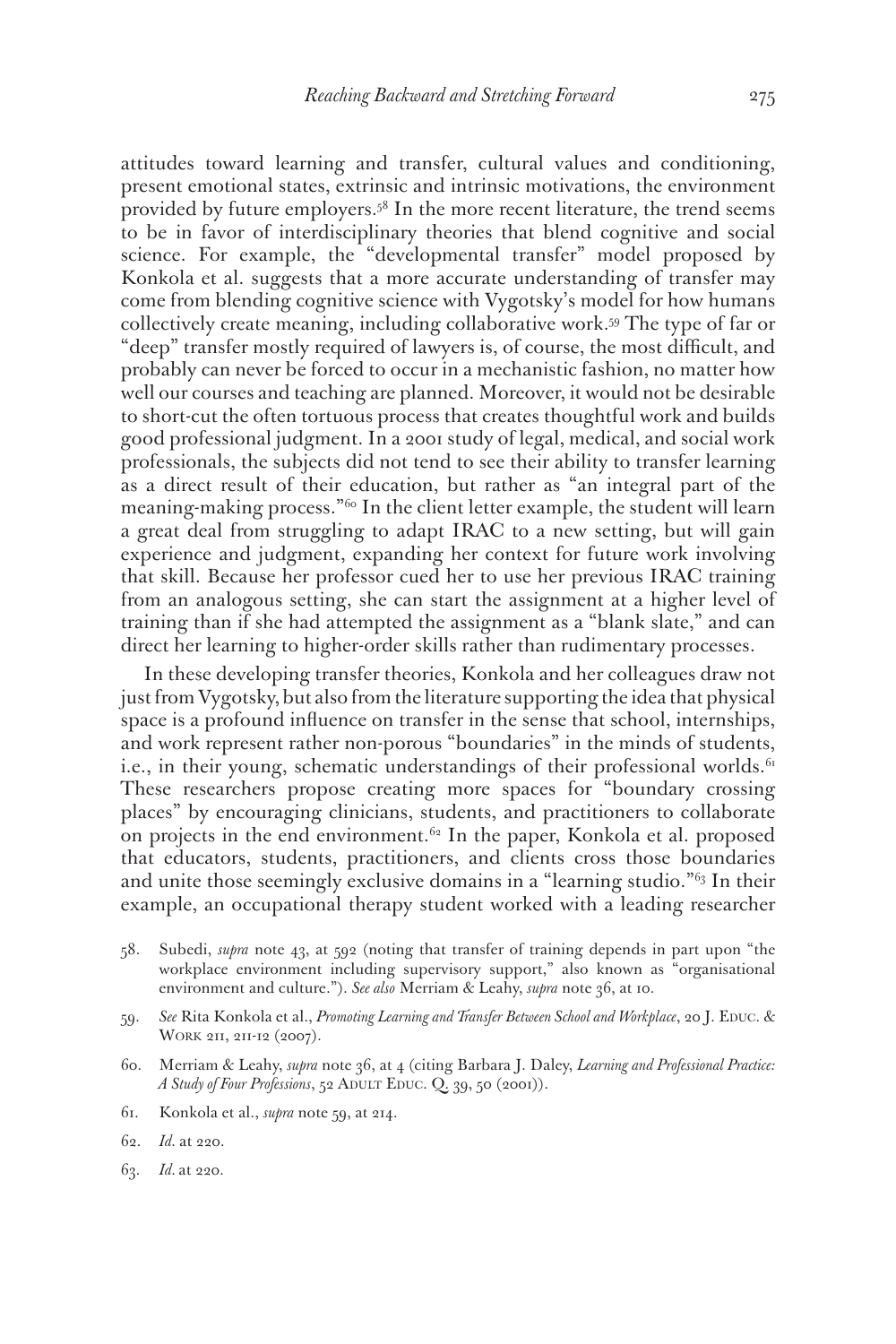attitudes toward learning and transfer, cultural values and conditioning, present emotional states, extrinsic and intrinsic motivations, the environment provided by future employers.[58] In the more recent literature, the trend seems to be in favor of interdisciplinary theories that blend cognitive and social science. For example, the "developmental transfer" model proposed by Konkola et al. suggests that a more accurate understanding of transfer may come from blending cognitive science with Vygotsky's model for how humans collectively create meaning, including collaborative work.[59] The type of far or "deep" transfer mostly required of lawyers is, of course, the most difficult, and probably can never be forced to occur in a mechanistic fashion, no matter how well our courses and teaching are planned. Moreover, it would not be desirable to short-cut the often tortuous process that creates thoughtful work and builds good professional judgment. In a 2001 study of legal, medical, and social work professionals, the subjects did not tend to see their ability to transfer learning as a direct result of their education, but rather as "an integral part of the meaning-making process."[60] In the client letter example, the student will learn a great deal from struggling to adapt IRAC to a new setting, but will gain experience and judgment, expanding her context for future work involving that skill. Because her professor cued her to use her previous IRAC training from an analogous setting, she can start the assignment at a higher level of training than if she had attempted the assignment as a "blank slate," and can direct her learning to higher-order skills rather than rudimentary processes.

In these developing transfer theories, Konkola and her colleagues draw not just from Vygotsky, but also from the literature supporting the idea that physical space is a profound influence on transfer in the sense that school, internships, and work represent rather non-porous "boundaries" in the minds of students, i.e., in their young, schematic understandings of their professional worlds.[61] These researchers propose creating more spaces for "boundary crossing places" by encouraging clinicians, students, and practitioners to collaborate on projects in the end environment.[62] In the paper, Konkola et al. proposed that educators, students, practitioners, and clients cross those boundaries and unite those seemingly exclusive domains in a "learning studio."[63] In their example, an occupational therapy student worked with a leading researcher

58. Subedi, *supra* note 43, at 592 (noting that transfer of training depends in part upon "the workplace environment including supervisory support," also known as "organisational environment and culture."). *See also* Merriam & Leahy, *supra* note 36, at 10.

59. *See* Rita Konkola et al., *Promoting Learning and Transfer Between School and Workplace*, 20 J. Educ. & Work 211, 211-12 (2007).

60. Merriam & Leahy, *supra* note 36, at 4 (citing Barbara J. Daley, *Learning and Professional Practice: A Study of Four Professions*, 52 Adult Educ. Q. 39, 50 (2001)).

61. Konkola et al., *supra* note 59, at 214.

62. *Id.* at 220.

63. *Id.* at 220.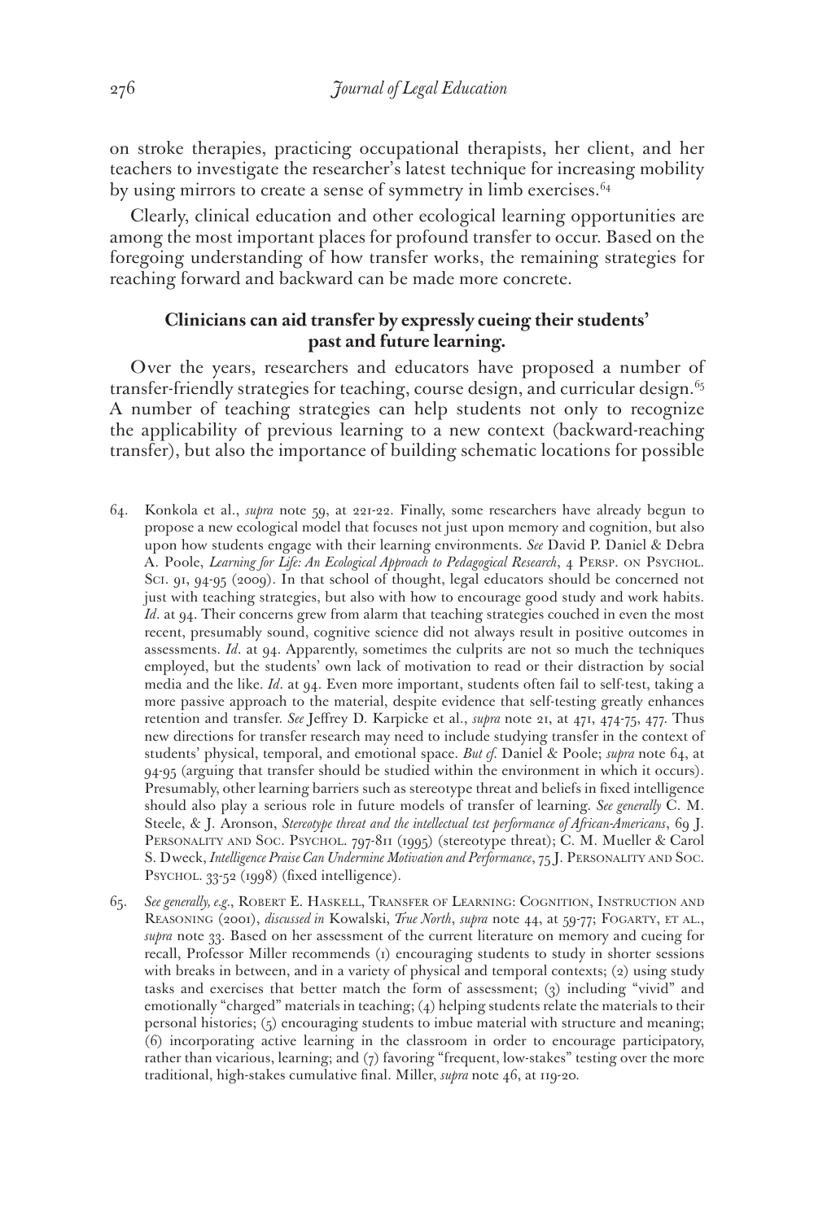on stroke therapies, practicing occupational therapists, her client, and her teachers to investigate the researcher's latest technique for increasing mobility by using mirrors to create a sense of symmetry in limb exercises.[64]

Clearly, clinical education and other ecological learning opportunities are among the most important places for profound transfer to occur. Based on the foregoing understanding of how transfer works, the remaining strategies for reaching forward and backward can be made more concrete.

### Clinicians can aid transfer by expressly cueing their students' past and future learning.

Over the years, researchers and educators have proposed a number of transfer-friendly strategies for teaching, course design, and curricular design.[65] A number of teaching strategies can help students not only to recognize the applicability of previous learning to a new context (backward-reaching transfer), but also the importance of building schematic locations for possible

64. Konkola et al., *supra* note 59, at 221-22. Finally, some researchers have already begun to propose a new ecological model that focuses not just upon memory and cognition, but also upon how students engage with their learning environments. *See* David P. Daniel & Debra A. Poole, *Learning for Life: An Ecological Approach to Pedagogical Research*, 4 Persp. on Psychol. Sci. 91, 94-95 (2009). In that school of thought, legal educators should be concerned not just with teaching strategies, but also with how to encourage good study and work habits. *Id*. at 94. Their concerns grew from alarm that teaching strategies couched in even the most recent, presumably sound, cognitive science did not always result in positive outcomes in assessments. *Id*. at 94. Apparently, sometimes the culprits are not so much the techniques employed, but the students' own lack of motivation to read or their distraction by social media and the like. *Id*. at 94. Even more important, students often fail to self-test, taking a more passive approach to the material, despite evidence that self-testing greatly enhances retention and transfer. *See* Jeffrey D. Karpicke et al., *supra* note 21, at 471, 474-75, 477. Thus new directions for transfer research may need to include studying transfer in the context of students' physical, temporal, and emotional space. *But cf.* Daniel & Poole; *supra* note 64, at 94-95 (arguing that transfer should be studied within the environment in which it occurs). Presumably, other learning barriers such as stereotype threat and beliefs in fixed intelligence should also play a serious role in future models of transfer of learning. *See generally* C. M. Steele, & J. Aronson, *Stereotype threat and the intellectual test performance of African-Americans*, 69 J. Personality and Soc. Psychol. 797-811 (1995) (stereotype threat); C. M. Mueller & Carol S. Dweck, *Intelligence Praise Can Undermine Motivation and Performance*, 75 J. Personality and Soc. Psychol. 33-52 (1998) (fixed intelligence).

65. *See generally, e.g.*, Robert E. Haskell, Transfer of Learning: Cognition, Instruction and Reasoning (2001), *discussed in* Kowalski, *True North*, *supra* note 44, at 59-77; Fogarty, et al., *supra* note 33. Based on her assessment of the current literature on memory and cueing for recall, Professor Miller recommends (1) encouraging students to study in shorter sessions with breaks in between, and in a variety of physical and temporal contexts; (2) using study tasks and exercises that better match the form of assessment; (3) including "vivid" and emotionally "charged" materials in teaching; (4) helping students relate the materials to their personal histories; (5) encouraging students to imbue material with structure and meaning; (6) incorporating active learning in the classroom in order to encourage participatory, rather than vicarious, learning; and (7) favoring "frequent, low-stakes" testing over the more traditional, high-stakes cumulative final. Miller, *supra* note 46, at 119-20.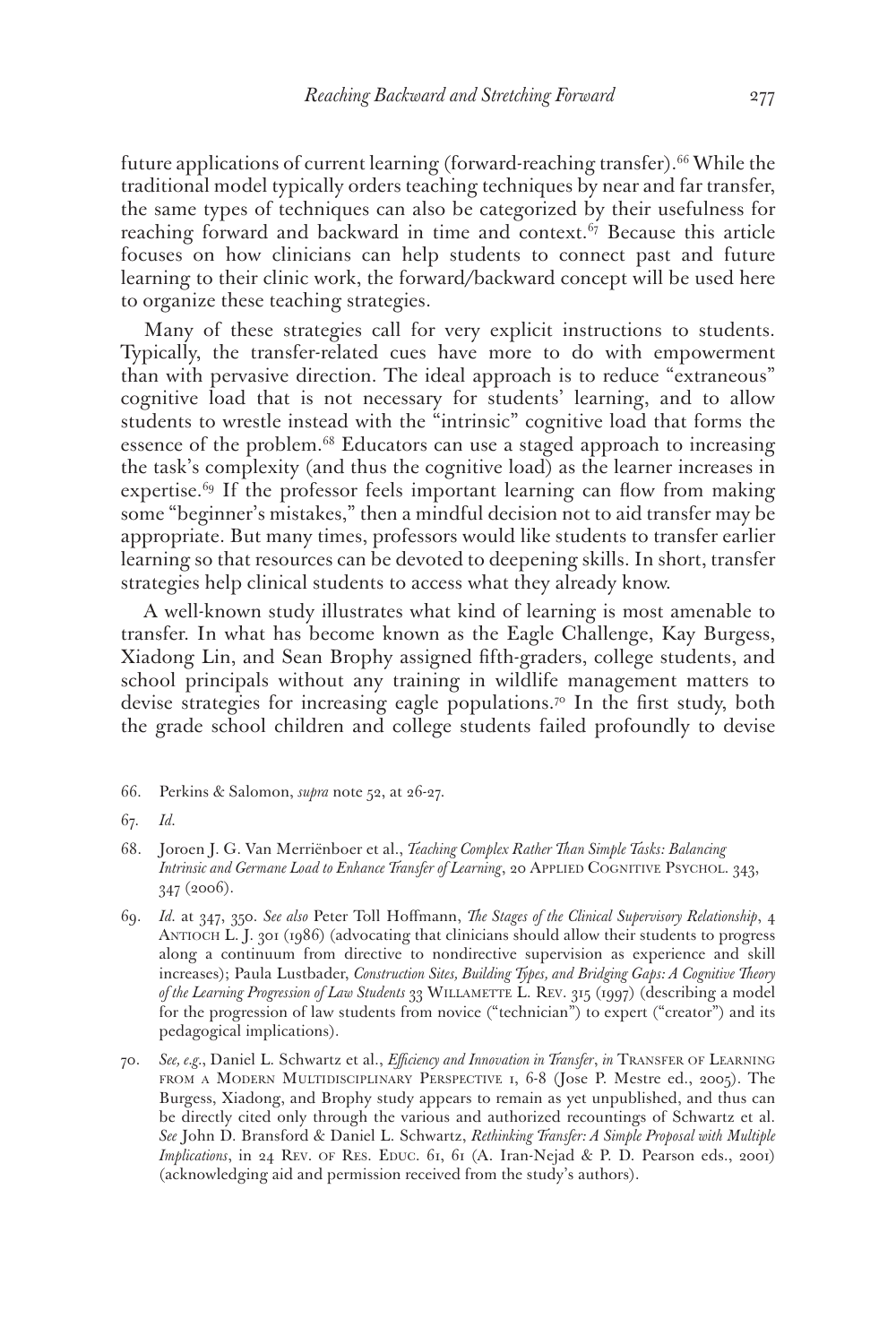future applications of current learning (forward-reaching transfer).[66] While the traditional model typically orders teaching techniques by near and far transfer, the same types of techniques can also be categorized by their usefulness for reaching forward and backward in time and context.[67] Because this article focuses on how clinicians can help students to connect past and future learning to their clinic work, the forward/backward concept will be used here to organize these teaching strategies.

Many of these strategies call for very explicit instructions to students. Typically, the transfer-related cues have more to do with empowerment than with pervasive direction. The ideal approach is to reduce "extraneous" cognitive load that is not necessary for students' learning, and to allow students to wrestle instead with the "intrinsic" cognitive load that forms the essence of the problem.[68] Educators can use a staged approach to increasing the task's complexity (and thus the cognitive load) as the learner increases in expertise.[69] If the professor feels important learning can flow from making some "beginner's mistakes," then a mindful decision not to aid transfer may be appropriate. But many times, professors would like students to transfer earlier learning so that resources can be devoted to deepening skills. In short, transfer strategies help clinical students to access what they already know.

A well-known study illustrates what kind of learning is most amenable to transfer. In what has become known as the Eagle Challenge, Kay Burgess, Xiadong Lin, and Sean Brophy assigned fifth-graders, college students, and school principals without any training in wildlife management matters to devise strategies for increasing eagle populations.[70] In the first study, both the grade school children and college students failed profoundly to devise

66. Perkins & Salomon, *supra* note 52, at 26-27.

67. *Id.*

68. Joroen J. G. Van Merriënboer et al., *Teaching Complex Rather Than Simple Tasks: Balancing Intrinsic and Germane Load to Enhance Transfer of Learning*, 20 Applied Cognitive Psychol. 343, 347 (2006).

69. *Id.* at 347, 350. *See also* Peter Toll Hoffmann, *The Stages of the Clinical Supervisory Relationship*, 4 Antioch L. J. 301 (1986) (advocating that clinicians should allow their students to progress along a continuum from directive to nondirective supervision as experience and skill increases); Paula Lustbader, *Construction Sites, Building Types, and Bridging Gaps: A Cognitive Theory of the Learning Progression of Law Students* 33 Willamette L. Rev. 315 (1997) (describing a model for the progression of law students from novice ("technician") to expert ("creator") and its pedagogical implications).

70. *See, e.g.*, Daniel L. Schwartz et al., *Efficiency and Innovation in Transfer*, *in* Transfer of Learning from a Modern Multidisciplinary Perspective 1, 6-8 (Jose P. Mestre ed., 2005). The Burgess, Xiadong, and Brophy study appears to remain as yet unpublished, and thus can be directly cited only through the various and authorized recountings of Schwartz et al. *See* John D. Bransford & Daniel L. Schwartz, *Rethinking Transfer: A Simple Proposal with Multiple Implications*, in 24 Rev. of Res. Educ. 61, 61 (A. Iran-Nejad & P. D. Pearson eds., 2001) (acknowledging aid and permission received from the study's authors).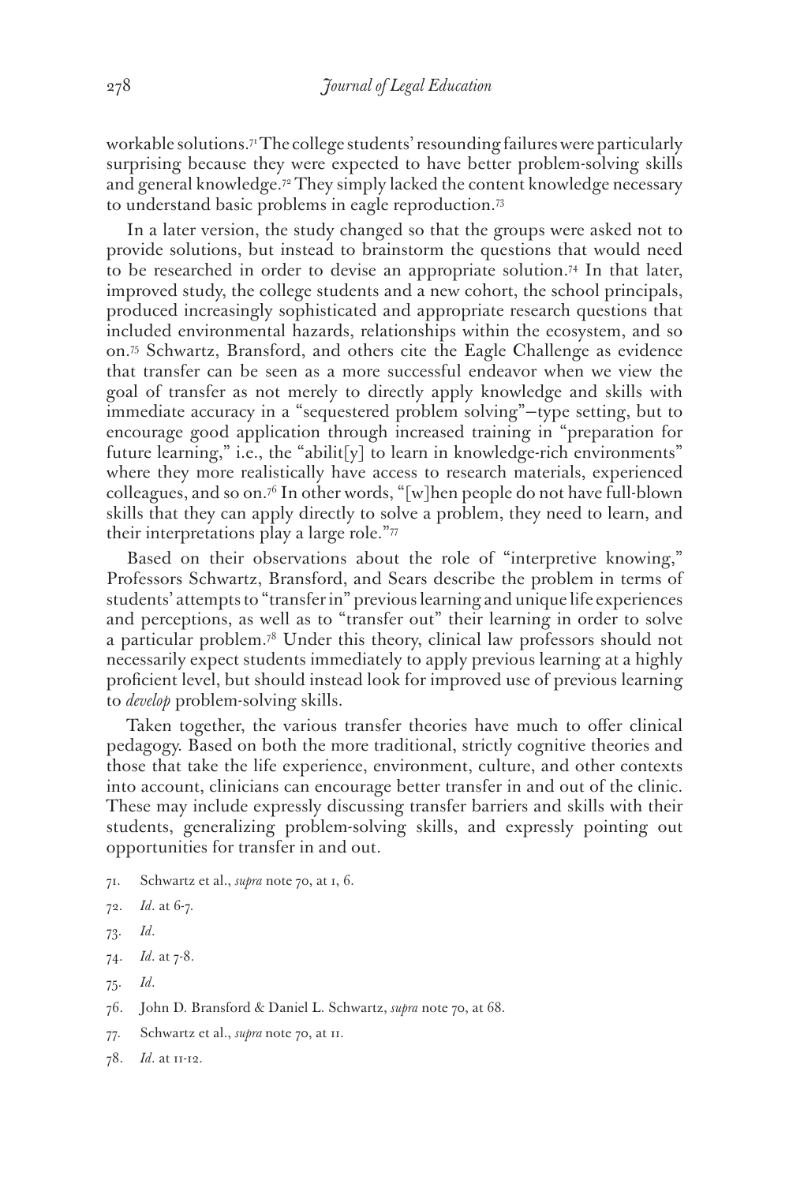workable solutions.[71] The college students' resounding failures were particularly surprising because they were expected to have better problem-solving skills and general knowledge.[72] They simply lacked the content knowledge necessary to understand basic problems in eagle reproduction.[73]

In a later version, the study changed so that the groups were asked not to provide solutions, but instead to brainstorm the questions that would need to be researched in order to devise an appropriate solution.[74] In that later, improved study, the college students and a new cohort, the school principals, produced increasingly sophisticated and appropriate research questions that included environmental hazards, relationships within the ecosystem, and so on.[75] Schwartz, Bransford, and others cite the Eagle Challenge as evidence that transfer can be seen as a more successful endeavor when we view the goal of transfer as not merely to directly apply knowledge and skills with immediate accuracy in a "sequestered problem solving"–type setting, but to encourage good application through increased training in "preparation for future learning," i.e., the "abilit[y] to learn in knowledge-rich environments" where they more realistically have access to research materials, experienced colleagues, and so on.[76] In other words, "[w]hen people do not have full-blown skills that they can apply directly to solve a problem, they need to learn, and their interpretations play a large role."[77]

Based on their observations about the role of "interpretive knowing," Professors Schwartz, Bransford, and Sears describe the problem in terms of students' attempts to "transfer in" previous learning and unique life experiences and perceptions, as well as to "transfer out" their learning in order to solve a particular problem.[78] Under this theory, clinical law professors should not necessarily expect students immediately to apply previous learning at a highly proficient level, but should instead look for improved use of previous learning to *develop* problem-solving skills.

Taken together, the various transfer theories have much to offer clinical pedagogy. Based on both the more traditional, strictly cognitive theories and those that take the life experience, environment, culture, and other contexts into account, clinicians can encourage better transfer in and out of the clinic. These may include expressly discussing transfer barriers and skills with their students, generalizing problem-solving skills, and expressly pointing out opportunities for transfer in and out.

71. Schwartz et al., *supra* note 70, at 1, 6.

72. *Id.* at 6-7.

73. *Id.*

74. *Id.* at 7-8.

75. *Id.*

76. John D. Bransford & Daniel L. Schwartz, *supra* note 70, at 68.

77. Schwartz et al., *supra* note 70, at 11.

78. *Id.* at 11-12.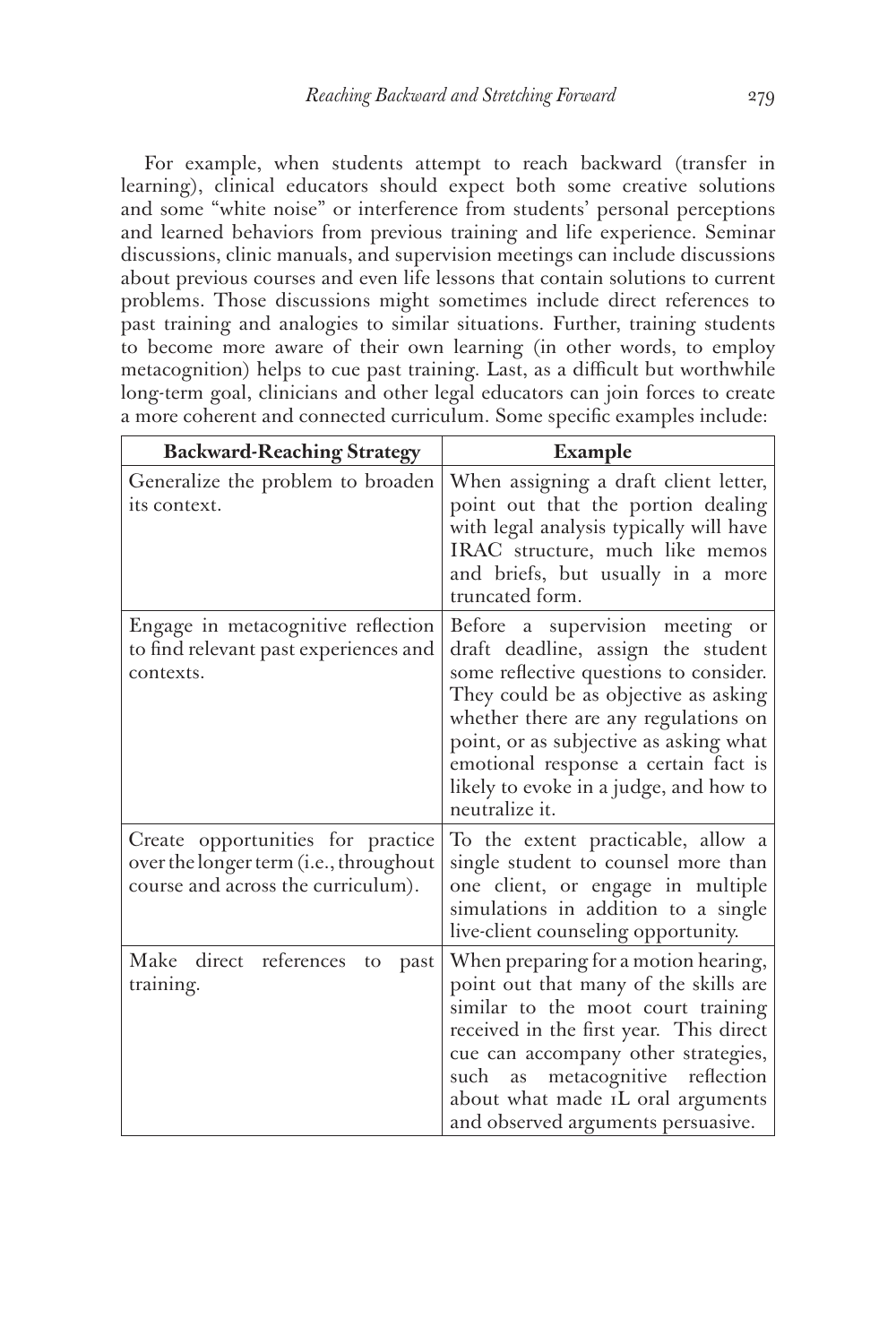For example, when students attempt to reach backward (transfer in learning), clinical educators should expect both some creative solutions and some "white noise" or interference from students' personal perceptions and learned behaviors from previous training and life experience. Seminar discussions, clinic manuals, and supervision meetings can include discussions about previous courses and even life lessons that contain solutions to current problems. Those discussions might sometimes include direct references to past training and analogies to similar situations. Further, training students to become more aware of their own learning (in other words, to employ metacognition) helps to cue past training. Last, as a difficult but worthwhile long-term goal, clinicians and other legal educators can join forces to create a more coherent and connected curriculum. Some specific examples include:

| Backward-Reaching Strategy | Example |
| --- | --- |
| Generalize the problem to broaden its context. | When assigning a draft client letter, point out that the portion dealing with legal analysis typically will have IRAC structure, much like memos and briefs, but usually in a more truncated form. |
| Engage in metacognitive reflection to find relevant past experiences and contexts. | Before a supervision meeting or draft deadline, assign the student some reflective questions to consider. They could be as objective as asking whether there are any regulations on point, or as subjective as asking what emotional response a certain fact is likely to evoke in a judge, and how to neutralize it. |
| Create opportunities for practice over the longer term (i.e., throughout course and across the curriculum). | To the extent practicable, allow a single student to counsel more than one client, or engage in multiple simulations in addition to a single live-client counseling opportunity. |
| Make direct references to past training. | When preparing for a motion hearing, point out that many of the skills are similar to the moot court training received in the first year. This direct cue can accompany other strategies, such as metacognitive reflection about what made 1L oral arguments and observed arguments persuasive. |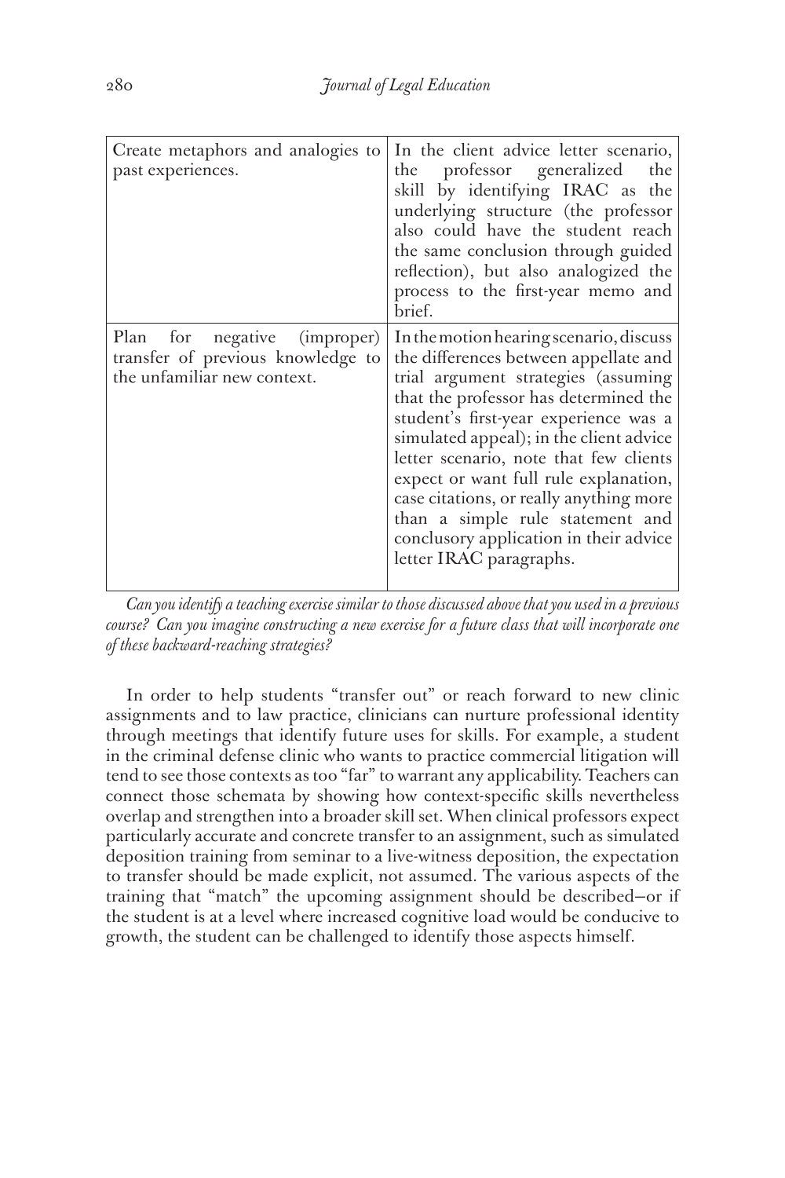| | |
|---|---|
| Create metaphors and analogies to past experiences. | In the client advice letter scenario, the professor generalized the skill by identifying IRAC as the underlying structure (the professor also could have the student reach the same conclusion through guided reflection), but also analogized the process to the first-year memo and brief. |
| Plan for negative (improper) transfer of previous knowledge to the unfamiliar new context. | In the motion hearing scenario, discuss the differences between appellate and trial argument strategies (assuming that the professor has determined the student's first-year experience was a simulated appeal); in the client advice letter scenario, note that few clients expect or want full rule explanation, case citations, or really anything more than a simple rule statement and conclusory application in their advice letter IRAC paragraphs. |

*Can you identify a teaching exercise similar to those discussed above that you used in a previous course? Can you imagine constructing a new exercise for a future class that will incorporate one of these backward-reaching strategies?*

In order to help students "transfer out" or reach forward to new clinic assignments and to law practice, clinicians can nurture professional identity through meetings that identify future uses for skills. For example, a student in the criminal defense clinic who wants to practice commercial litigation will tend to see those contexts as too "far" to warrant any applicability. Teachers can connect those schemata by showing how context-specific skills nevertheless overlap and strengthen into a broader skill set. When clinical professors expect particularly accurate and concrete transfer to an assignment, such as simulated deposition training from seminar to a live-witness deposition, the expectation to transfer should be made explicit, not assumed. The various aspects of the training that "match" the upcoming assignment should be described—or if the student is at a level where increased cognitive load would be conducive to growth, the student can be challenged to identify those aspects himself.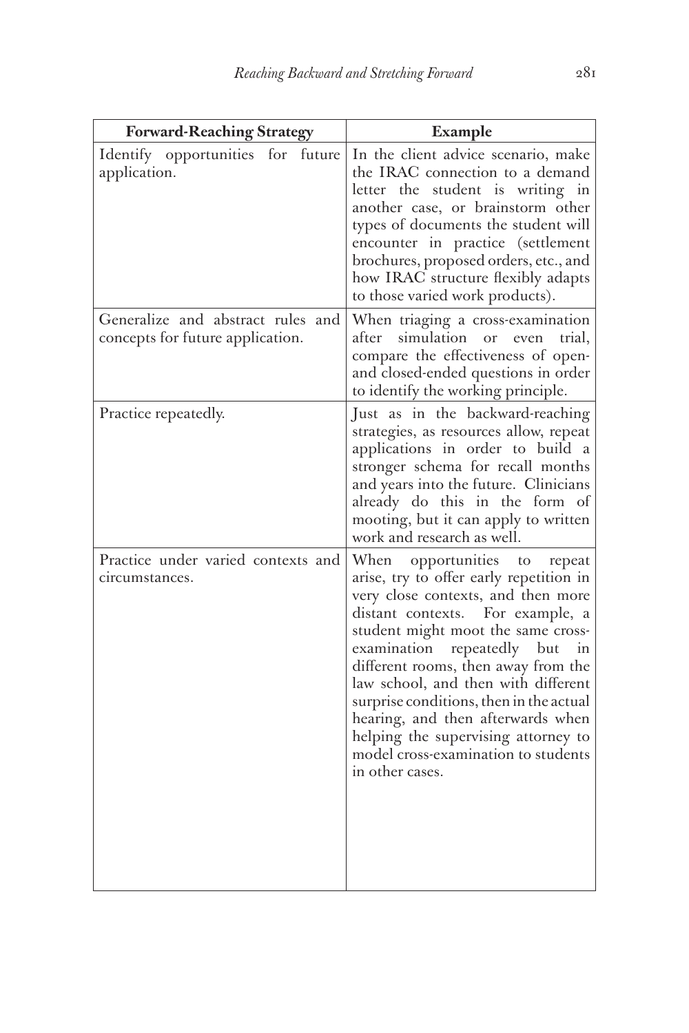| Forward-Reaching Strategy | Example |
| --- | --- |
| Identify opportunities for future application. | In the client advice scenario, make the IRAC connection to a demand letter the student is writing in another case, or brainstorm other types of documents the student will encounter in practice (settlement brochures, proposed orders, etc., and how IRAC structure flexibly adapts to those varied work products). |
| Generalize and abstract rules and concepts for future application. | When triaging a cross-examination after simulation or even trial, compare the effectiveness of open- and closed-ended questions in order to identify the working principle. |
| Practice repeatedly. | Just as in the backward-reaching strategies, as resources allow, repeat applications in order to build a stronger schema for recall months and years into the future. Clinicians already do this in the form of mooting, but it can apply to written work and research as well. |
| Practice under varied contexts and circumstances. | When opportunities to repeat arise, try to offer early repetition in very close contexts, and then more distant contexts. For example, a student might moot the same cross-examination repeatedly but in different rooms, then away from the law school, and then with different surprise conditions, then in the actual hearing, and then afterwards when helping the supervising attorney to model cross-examination to students in other cases. |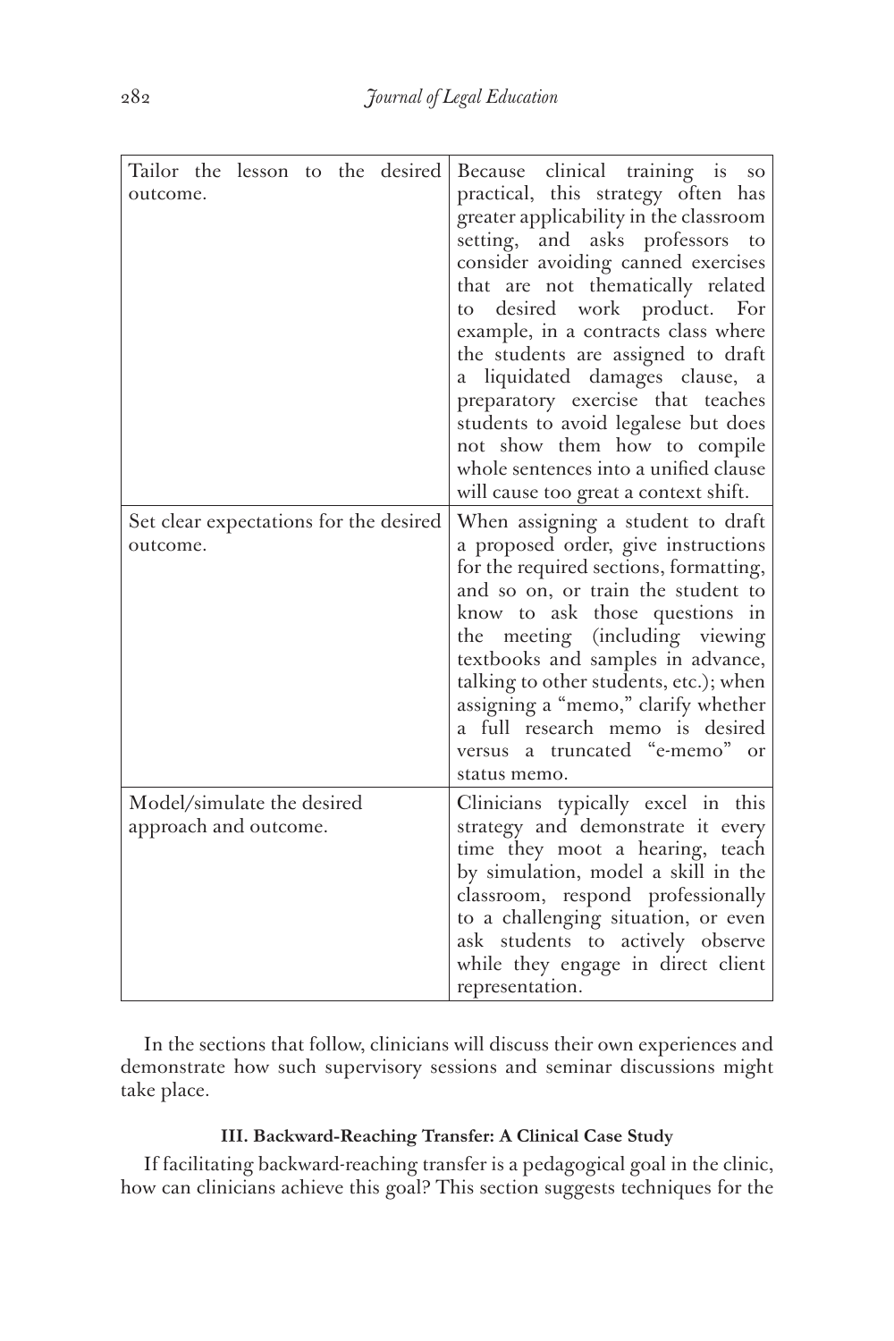| Tailor the lesson to the desired outcome. | Because clinical training is so practical, this strategy often has greater applicability in the classroom setting, and asks professors to consider avoiding canned exercises that are not thematically related to desired work product. For example, in a contracts class where the students are assigned to draft a liquidated damages clause, a preparatory exercise that teaches students to avoid legalese but does not show them how to compile whole sentences into a unified clause will cause too great a context shift. |
|---|---|
| Set clear expectations for the desired outcome. | When assigning a student to draft a proposed order, give instructions for the required sections, formatting, and so on, or train the student to know to ask those questions in the meeting (including viewing textbooks and samples in advance, talking to other students, etc.); when assigning a "memo," clarify whether a full research memo is desired versus a truncated "e-memo" or status memo. |
| Model/simulate the desired approach and outcome. | Clinicians typically excel in this strategy and demonstrate it every time they moot a hearing, teach by simulation, model a skill in the classroom, respond professionally to a challenging situation, or even ask students to actively observe while they engage in direct client representation. |

In the sections that follow, clinicians will discuss their own experiences and demonstrate how such supervisory sessions and seminar discussions might take place.

### III. Backward-Reaching Transfer: A Clinical Case Study

If facilitating backward-reaching transfer is a pedagogical goal in the clinic, how can clinicians achieve this goal? This section suggests techniques for the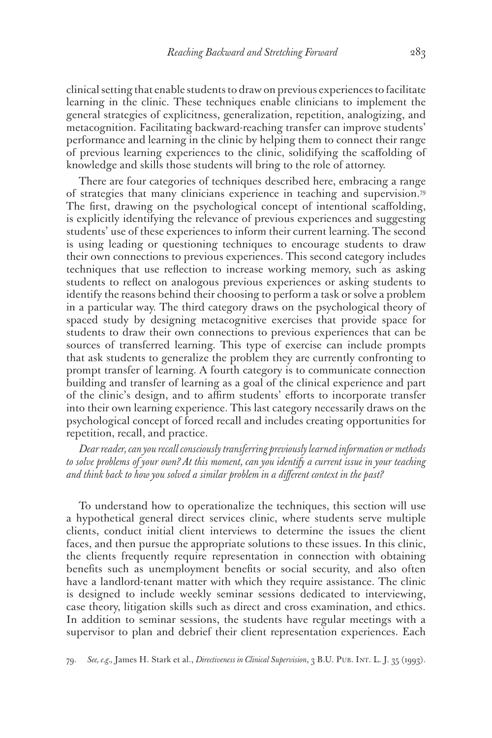clinical setting that enable students to draw on previous experiences to facilitate learning in the clinic. These techniques enable clinicians to implement the general strategies of explicitness, generalization, repetition, analogizing, and metacognition. Facilitating backward-reaching transfer can improve students' performance and learning in the clinic by helping them to connect their range of previous learning experiences to the clinic, solidifying the scaffolding of knowledge and skills those students will bring to the role of attorney.

There are four categories of techniques described here, embracing a range of strategies that many clinicians experience in teaching and supervision.[79] The first, drawing on the psychological concept of intentional scaffolding, is explicitly identifying the relevance of previous experiences and suggesting students' use of these experiences to inform their current learning. The second is using leading or questioning techniques to encourage students to draw their own connections to previous experiences. This second category includes techniques that use reflection to increase working memory, such as asking students to reflect on analogous previous experiences or asking students to identify the reasons behind their choosing to perform a task or solve a problem in a particular way. The third category draws on the psychological theory of spaced study by designing metacognitive exercises that provide space for students to draw their own connections to previous experiences that can be sources of transferred learning. This type of exercise can include prompts that ask students to generalize the problem they are currently confronting to prompt transfer of learning. A fourth category is to communicate connection building and transfer of learning as a goal of the clinical experience and part of the clinic's design, and to affirm students' efforts to incorporate transfer into their own learning experience. This last category necessarily draws on the psychological concept of forced recall and includes creating opportunities for repetition, recall, and practice.

*Dear reader, can you recall consciously transferring previously learned information or methods to solve problems of your own? At this moment, can you identify a current issue in your teaching and think back to how you solved a similar problem in a different context in the past?*

To understand how to operationalize the techniques, this section will use a hypothetical general direct services clinic, where students serve multiple clients, conduct initial client interviews to determine the issues the client faces, and then pursue the appropriate solutions to these issues. In this clinic, the clients frequently require representation in connection with obtaining benefits such as unemployment benefits or social security, and also often have a landlord-tenant matter with which they require assistance. The clinic is designed to include weekly seminar sessions dedicated to interviewing, case theory, litigation skills such as direct and cross examination, and ethics. In addition to seminar sessions, the students have regular meetings with a supervisor to plan and debrief their client representation experiences. Each

79. *See, e.g.,* James H. Stark et al., *Directiveness in Clinical Supervision*, 3 B.U. Pub. Int. L. J. 35 (1993).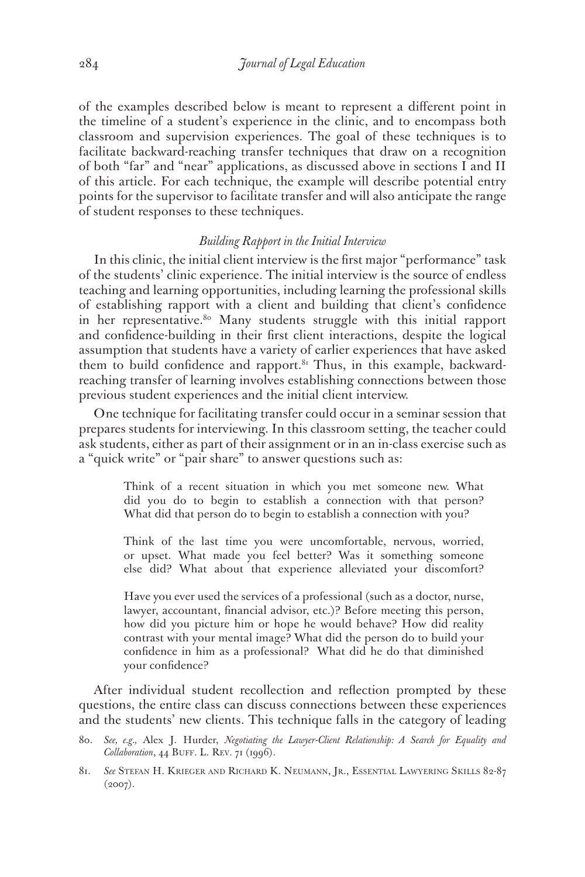of the examples described below is meant to represent a different point in the timeline of a student's experience in the clinic, and to encompass both classroom and supervision experiences. The goal of these techniques is to facilitate backward-reaching transfer techniques that draw on a recognition of both "far" and "near" applications, as discussed above in sections I and II of this article. For each technique, the example will describe potential entry points for the supervisor to facilitate transfer and will also anticipate the range of student responses to these techniques.

### *Building Rapport in the Initial Interview*

In this clinic, the initial client interview is the first major "performance" task of the students' clinic experience. The initial interview is the source of endless teaching and learning opportunities, including learning the professional skills of establishing rapport with a client and building that client's confidence in her representative.[80] Many students struggle with this initial rapport and confidence-building in their first client interactions, despite the logical assumption that students have a variety of earlier experiences that have asked them to build confidence and rapport.[81] Thus, in this example, backward-reaching transfer of learning involves establishing connections between those previous student experiences and the initial client interview.

One technique for facilitating transfer could occur in a seminar session that prepares students for interviewing. In this classroom setting, the teacher could ask students, either as part of their assignment or in an in-class exercise such as a "quick write" or "pair share" to answer questions such as:

> Think of a recent situation in which you met someone new. What did you do to begin to establish a connection with that person? What did that person do to begin to establish a connection with you?
>
> Think of the last time you were uncomfortable, nervous, worried, or upset. What made you feel better? Was it something someone else did? What about that experience alleviated your discomfort?
>
> Have you ever used the services of a professional (such as a doctor, nurse, lawyer, accountant, financial advisor, etc.)? Before meeting this person, how did you picture him or hope he would behave? How did reality contrast with your mental image? What did the person do to build your confidence in him as a professional? What did he do that diminished your confidence?

After individual student recollection and reflection prompted by these questions, the entire class can discuss connections between these experiences and the students' new clients. This technique falls in the category of leading

80. *See, e.g.,* Alex J. Hurder, *Negotiating the Lawyer-Client Relationship: A Search for Equality and Collaboration*, 44 Buff. L. Rev. 71 (1996).

81. *See* Stefan H. Krieger and Richard K. Neumann, Jr., Essential Lawyering Skills 82-87 (2007).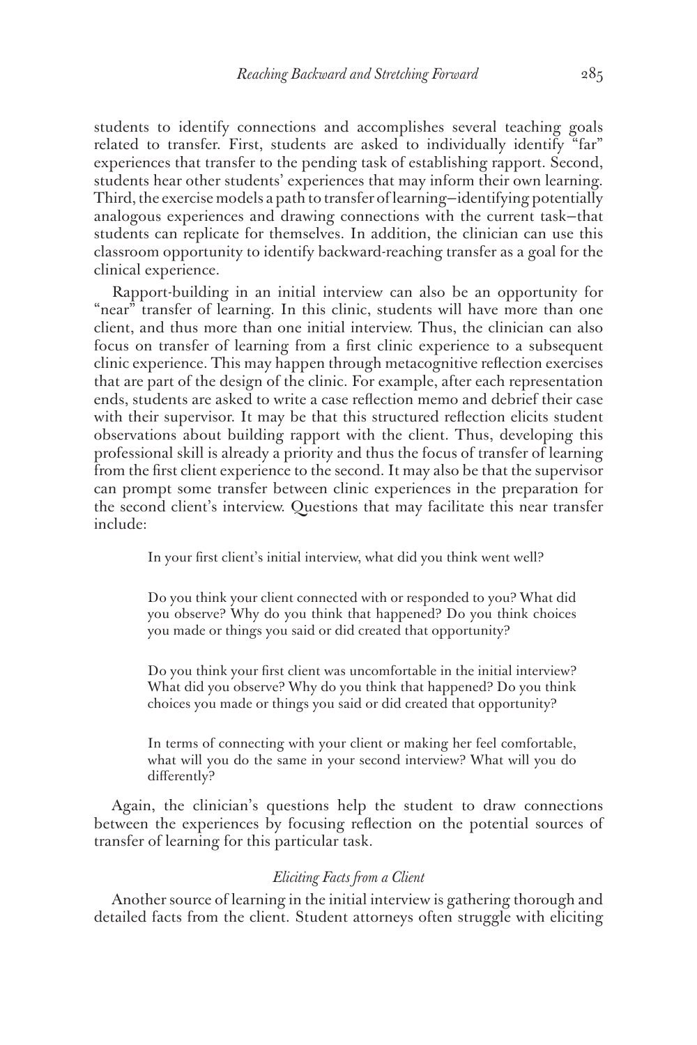students to identify connections and accomplishes several teaching goals related to transfer. First, students are asked to individually identify "far" experiences that transfer to the pending task of establishing rapport. Second, students hear other students' experiences that may inform their own learning. Third, the exercise models a path to transfer of learning—identifying potentially analogous experiences and drawing connections with the current task—that students can replicate for themselves. In addition, the clinician can use this classroom opportunity to identify backward-reaching transfer as a goal for the clinical experience.

Rapport-building in an initial interview can also be an opportunity for "near" transfer of learning. In this clinic, students will have more than one client, and thus more than one initial interview. Thus, the clinician can also focus on transfer of learning from a first clinic experience to a subsequent clinic experience. This may happen through metacognitive reflection exercises that are part of the design of the clinic. For example, after each representation ends, students are asked to write a case reflection memo and debrief their case with their supervisor. It may be that this structured reflection elicits student observations about building rapport with the client. Thus, developing this professional skill is already a priority and thus the focus of transfer of learning from the first client experience to the second. It may also be that the supervisor can prompt some transfer between clinic experiences in the preparation for the second client's interview. Questions that may facilitate this near transfer include:

> In your first client's initial interview, what did you think went well?
>
> Do you think your client connected with or responded to you? What did you observe? Why do you think that happened? Do you think choices you made or things you said or did created that opportunity?
>
> Do you think your first client was uncomfortable in the initial interview? What did you observe? Why do you think that happened? Do you think choices you made or things you said or did created that opportunity?
>
> In terms of connecting with your client or making her feel comfortable, what will you do the same in your second interview? What will you do differently?

Again, the clinician's questions help the student to draw connections between the experiences by focusing reflection on the potential sources of transfer of learning for this particular task.

### *Eliciting Facts from a Client*

Another source of learning in the initial interview is gathering thorough and detailed facts from the client. Student attorneys often struggle with eliciting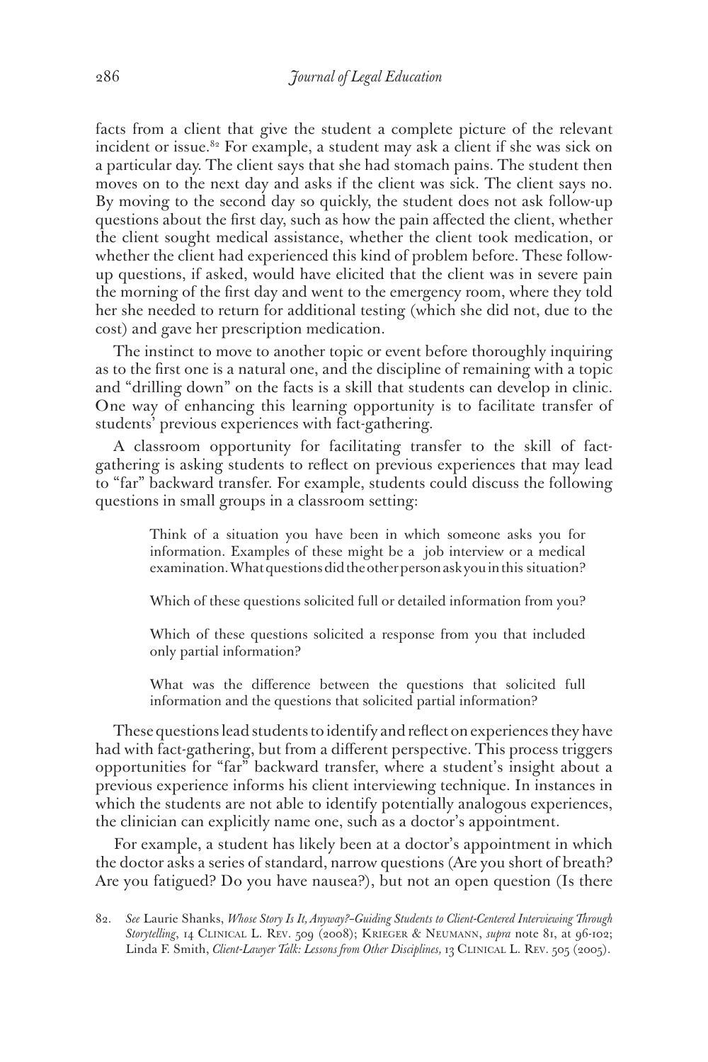facts from a client that give the student a complete picture of the relevant incident or issue.[82] For example, a student may ask a client if she was sick on a particular day. The client says that she had stomach pains. The student then moves on to the next day and asks if the client was sick. The client says no. By moving to the second day so quickly, the student does not ask follow-up questions about the first day, such as how the pain affected the client, whether the client sought medical assistance, whether the client took medication, or whether the client had experienced this kind of problem before. These follow-up questions, if asked, would have elicited that the client was in severe pain the morning of the first day and went to the emergency room, where they told her she needed to return for additional testing (which she did not, due to the cost) and gave her prescription medication.

The instinct to move to another topic or event before thoroughly inquiring as to the first one is a natural one, and the discipline of remaining with a topic and "drilling down" on the facts is a skill that students can develop in clinic. One way of enhancing this learning opportunity is to facilitate transfer of students' previous experiences with fact-gathering.

A classroom opportunity for facilitating transfer to the skill of fact-gathering is asking students to reflect on previous experiences that may lead to "far" backward transfer. For example, students could discuss the following questions in small groups in a classroom setting:

> Think of a situation you have been in which someone asks you for information. Examples of these might be a job interview or a medical examination. What questions did the other person ask you in this situation?
>
> Which of these questions solicited full or detailed information from you?
>
> Which of these questions solicited a response from you that included only partial information?
>
> What was the difference between the questions that solicited full information and the questions that solicited partial information?

These questions lead students to identify and reflect on experiences they have had with fact-gathering, but from a different perspective. This process triggers opportunities for "far" backward transfer, where a student's insight about a previous experience informs his client interviewing technique. In instances in which the students are not able to identify potentially analogous experiences, the clinician can explicitly name one, such as a doctor's appointment.

For example, a student has likely been at a doctor's appointment in which the doctor asks a series of standard, narrow questions (Are you short of breath? Are you fatigued? Do you have nausea?), but not an open question (Is there

82. *See* Laurie Shanks, *Whose Story Is It, Anyway?–Guiding Students to Client-Centered Interviewing Through Storytelling*, 14 Clinical L. Rev. 509 (2008); Krieger & Neumann, *supra* note 81, at 96-102; Linda F. Smith, *Client-Lawyer Talk: Lessons from Other Disciplines,* 13 Clinical L. Rev. 505 (2005).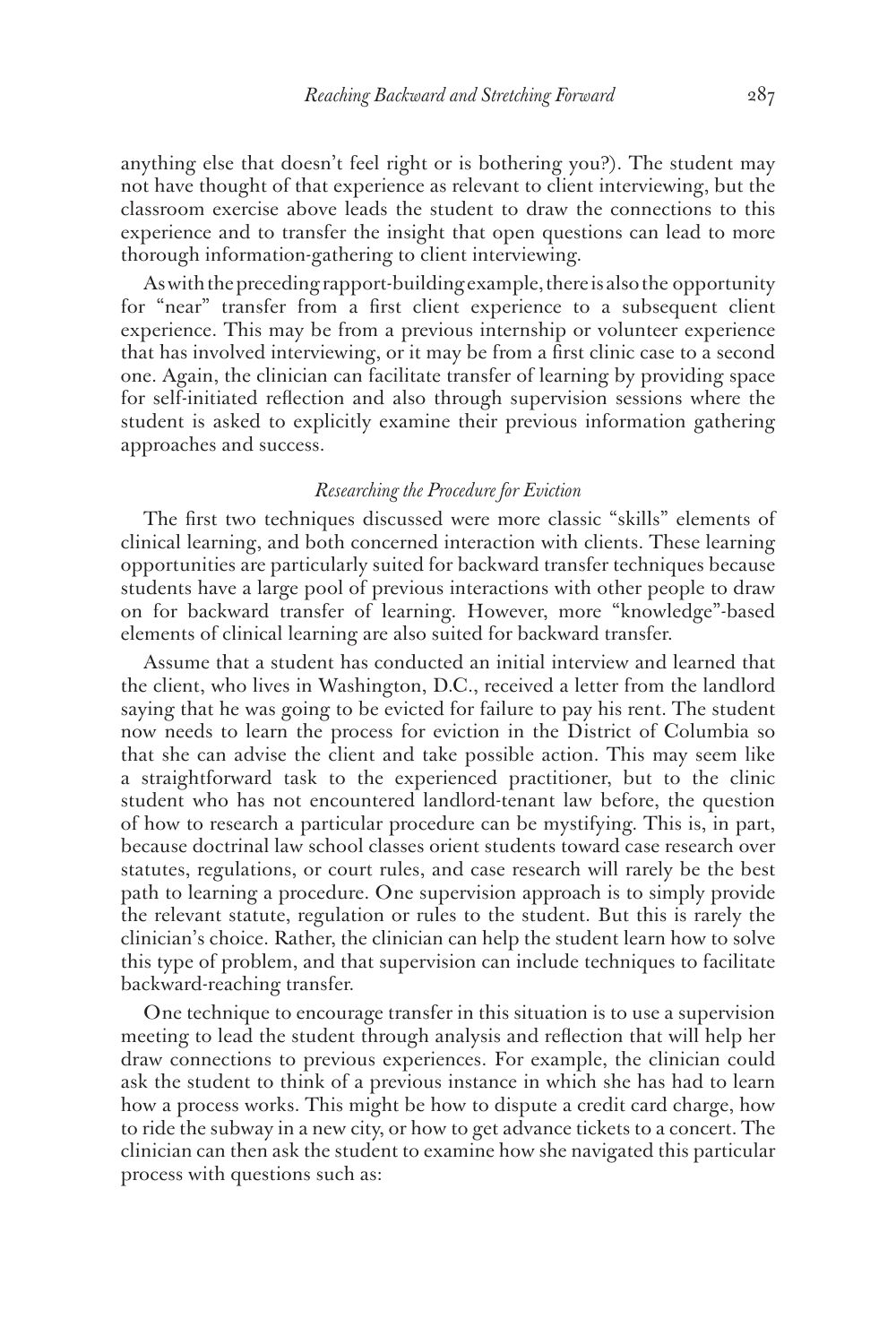anything else that doesn't feel right or is bothering you?). The student may not have thought of that experience as relevant to client interviewing, but the classroom exercise above leads the student to draw the connections to this experience and to transfer the insight that open questions can lead to more thorough information-gathering to client interviewing.

As with the preceding rapport-building example, there is also the opportunity for "near" transfer from a first client experience to a subsequent client experience. This may be from a previous internship or volunteer experience that has involved interviewing, or it may be from a first clinic case to a second one. Again, the clinician can facilitate transfer of learning by providing space for self-initiated reflection and also through supervision sessions where the student is asked to explicitly examine their previous information gathering approaches and success.

### *Researching the Procedure for Eviction*

The first two techniques discussed were more classic "skills" elements of clinical learning, and both concerned interaction with clients. These learning opportunities are particularly suited for backward transfer techniques because students have a large pool of previous interactions with other people to draw on for backward transfer of learning. However, more "knowledge"-based elements of clinical learning are also suited for backward transfer.

Assume that a student has conducted an initial interview and learned that the client, who lives in Washington, D.C., received a letter from the landlord saying that he was going to be evicted for failure to pay his rent. The student now needs to learn the process for eviction in the District of Columbia so that she can advise the client and take possible action. This may seem like a straightforward task to the experienced practitioner, but to the clinic student who has not encountered landlord-tenant law before, the question of how to research a particular procedure can be mystifying. This is, in part, because doctrinal law school classes orient students toward case research over statutes, regulations, or court rules, and case research will rarely be the best path to learning a procedure. One supervision approach is to simply provide the relevant statute, regulation or rules to the student. But this is rarely the clinician's choice. Rather, the clinician can help the student learn how to solve this type of problem, and that supervision can include techniques to facilitate backward-reaching transfer.

One technique to encourage transfer in this situation is to use a supervision meeting to lead the student through analysis and reflection that will help her draw connections to previous experiences. For example, the clinician could ask the student to think of a previous instance in which she has had to learn how a process works. This might be how to dispute a credit card charge, how to ride the subway in a new city, or how to get advance tickets to a concert. The clinician can then ask the student to examine how she navigated this particular process with questions such as: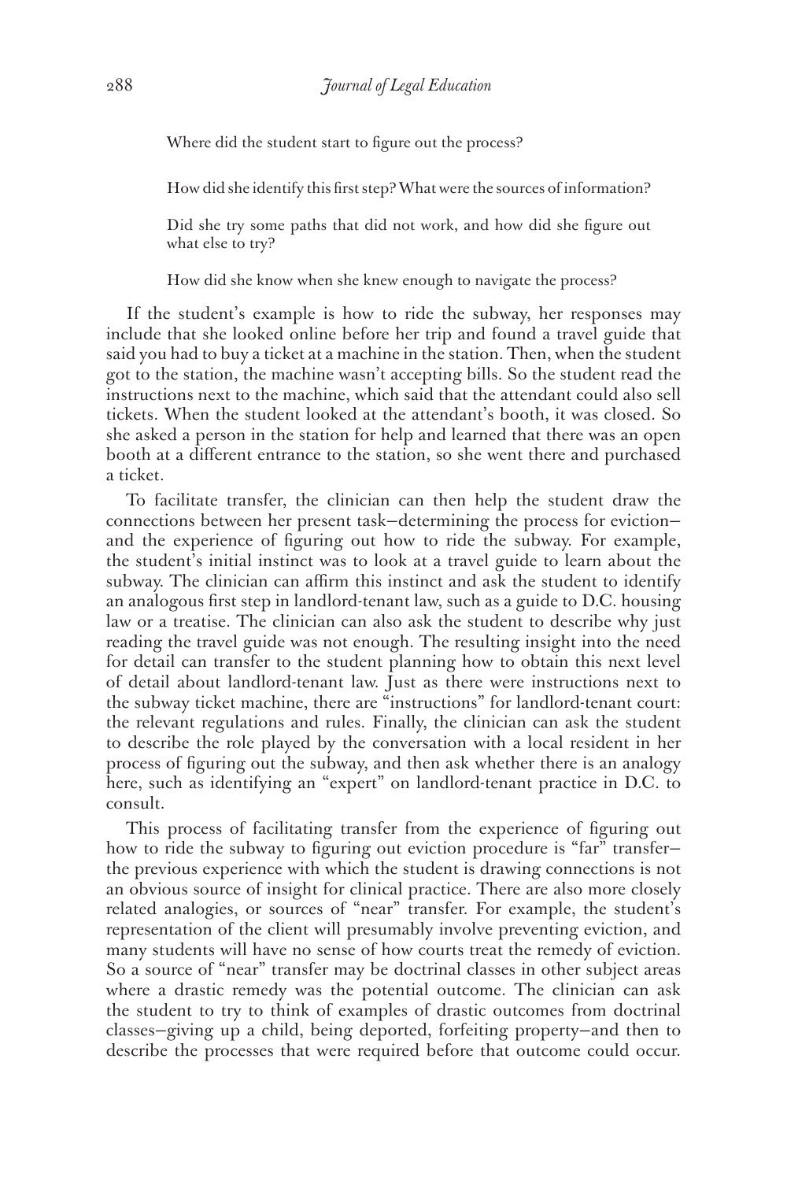Where did the student start to figure out the process?

How did she identify this first step? What were the sources of information?

Did she try some paths that did not work, and how did she figure out what else to try?

How did she know when she knew enough to navigate the process?

If the student's example is how to ride the subway, her responses may include that she looked online before her trip and found a travel guide that said you had to buy a ticket at a machine in the station. Then, when the student got to the station, the machine wasn't accepting bills. So the student read the instructions next to the machine, which said that the attendant could also sell tickets. When the student looked at the attendant's booth, it was closed. So she asked a person in the station for help and learned that there was an open booth at a different entrance to the station, so she went there and purchased a ticket.

To facilitate transfer, the clinician can then help the student draw the connections between her present task—determining the process for eviction—and the experience of figuring out how to ride the subway. For example, the student's initial instinct was to look at a travel guide to learn about the subway. The clinician can affirm this instinct and ask the student to identify an analogous first step in landlord-tenant law, such as a guide to D.C. housing law or a treatise. The clinician can also ask the student to describe why just reading the travel guide was not enough. The resulting insight into the need for detail can transfer to the student planning how to obtain this next level of detail about landlord-tenant law. Just as there were instructions next to the subway ticket machine, there are "instructions" for landlord-tenant court: the relevant regulations and rules. Finally, the clinician can ask the student to describe the role played by the conversation with a local resident in her process of figuring out the subway, and then ask whether there is an analogy here, such as identifying an "expert" on landlord-tenant practice in D.C. to consult.

This process of facilitating transfer from the experience of figuring out how to ride the subway to figuring out eviction procedure is "far" transfer—the previous experience with which the student is drawing connections is not an obvious source of insight for clinical practice. There are also more closely related analogies, or sources of "near" transfer. For example, the student's representation of the client will presumably involve preventing eviction, and many students will have no sense of how courts treat the remedy of eviction. So a source of "near" transfer may be doctrinal classes in other subject areas where a drastic remedy was the potential outcome. The clinician can ask the student to try to think of examples of drastic outcomes from doctrinal classes—giving up a child, being deported, forfeiting property—and then to describe the processes that were required before that outcome could occur.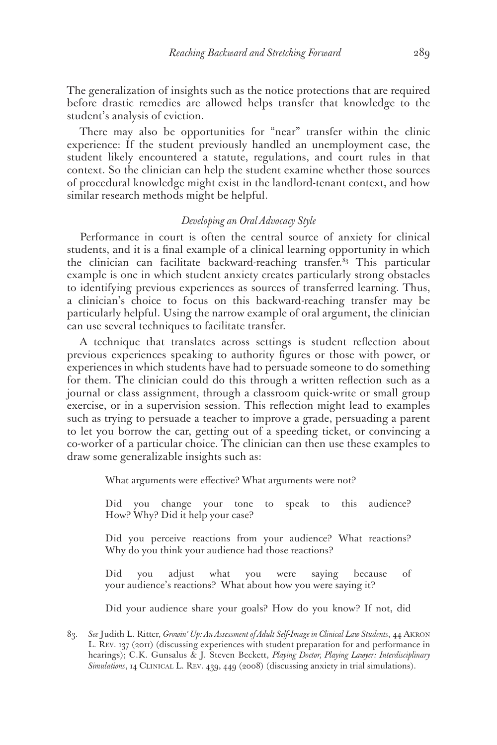The generalization of insights such as the notice protections that are required before drastic remedies are allowed helps transfer that knowledge to the student's analysis of eviction.

There may also be opportunities for "near" transfer within the clinic experience: If the student previously handled an unemployment case, the student likely encountered a statute, regulations, and court rules in that context. So the clinician can help the student examine whether those sources of procedural knowledge might exist in the landlord-tenant context, and how similar research methods might be helpful.

### *Developing an Oral Advocacy Style*

Performance in court is often the central source of anxiety for clinical students, and it is a final example of a clinical learning opportunity in which the clinician can facilitate backward-reaching transfer.[83] This particular example is one in which student anxiety creates particularly strong obstacles to identifying previous experiences as sources of transferred learning. Thus, a clinician's choice to focus on this backward-reaching transfer may be particularly helpful. Using the narrow example of oral argument, the clinician can use several techniques to facilitate transfer.

A technique that translates across settings is student reflection about previous experiences speaking to authority figures or those with power, or experiences in which students have had to persuade someone to do something for them. The clinician could do this through a written reflection such as a journal or class assignment, through a classroom quick-write or small group exercise, or in a supervision session. This reflection might lead to examples such as trying to persuade a teacher to improve a grade, persuading a parent to let you borrow the car, getting out of a speeding ticket, or convincing a co-worker of a particular choice. The clinician can then use these examples to draw some generalizable insights such as:

> What arguments were effective? What arguments were not?
>
> Did you change your tone to speak to this audience? How? Why? Did it help your case?
>
> Did you perceive reactions from your audience? What reactions? Why do you think your audience had those reactions?
>
> Did you adjust what you were saying because of your audience's reactions? What about how you were saying it?
>
> Did your audience share your goals? How do you know? If not, did

83. *See* Judith L. Ritter, *Growin' Up: An Assessment of Adult Self-Image in Clinical Law Students*, 44 Akron L. Rev. 137 (2011) (discussing experiences with student preparation for and performance in hearings); C.K. Gunsalus & J. Steven Beckett, *Playing Doctor, Playing Lawyer: Interdisciplinary Simulations*, 14 Clinical L. Rev. 439, 449 (2008) (discussing anxiety in trial simulations).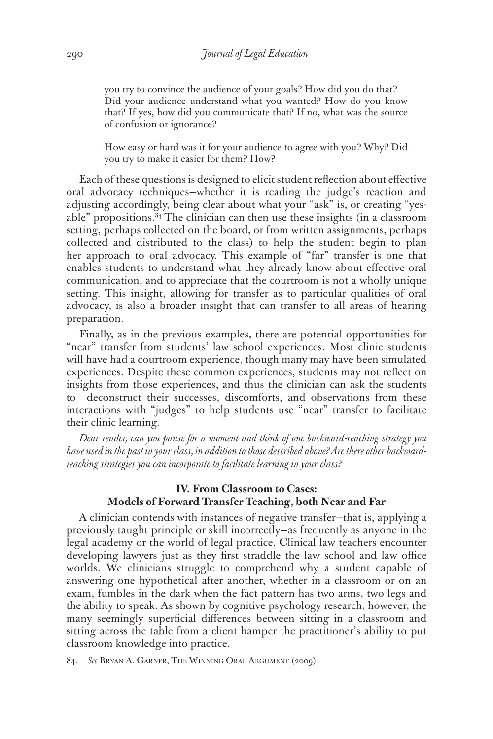> you try to convince the audience of your goals? How did you do that? Did your audience understand what you wanted? How do you know that? If yes, how did you communicate that? If no, what was the source of confusion or ignorance?
>
> How easy or hard was it for your audience to agree with you? Why? Did you try to make it easier for them? How?

Each of these questions is designed to elicit student reflection about effective oral advocacy techniques—whether it is reading the judge's reaction and adjusting accordingly, being clear about what your "ask" is, or creating "yes-able" propositions.[84] The clinician can then use these insights (in a classroom setting, perhaps collected on the board, or from written assignments, perhaps collected and distributed to the class) to help the student begin to plan her approach to oral advocacy. This example of "far" transfer is one that enables students to understand what they already know about effective oral communication, and to appreciate that the courtroom is not a wholly unique setting. This insight, allowing for transfer as to particular qualities of oral advocacy, is also a broader insight that can transfer to all areas of hearing preparation.

Finally, as in the previous examples, there are potential opportunities for "near" transfer from students' law school experiences. Most clinic students will have had a courtroom experience, though many may have been simulated experiences. Despite these common experiences, students may not reflect on insights from those experiences, and thus the clinician can ask the students to deconstruct their successes, discomforts, and observations from these interactions with "judges" to help students use "near" transfer to facilitate their clinic learning.

*Dear reader, can you pause for a moment and think of one backward-reaching strategy you have used in the past in your class, in addition to those described above? Are there other backward-reaching strategies you can incorporate to facilitate learning in your class?*

## IV. From Classroom to Cases: Models of Forward Transfer Teaching, both Near and Far

A clinician contends with instances of negative transfer—that is, applying a previously taught principle or skill incorrectly—as frequently as anyone in the legal academy or the world of legal practice. Clinical law teachers encounter developing lawyers just as they first straddle the law school and law office worlds. We clinicians struggle to comprehend why a student capable of answering one hypothetical after another, whether in a classroom or on an exam, fumbles in the dark when the fact pattern has two arms, two legs and the ability to speak. As shown by cognitive psychology research, however, the many seemingly superficial differences between sitting in a classroom and sitting across the table from a client hamper the practitioner's ability to put classroom knowledge into practice.

84. *See* Bryan A. Garner, The Winning Oral Argument (2009).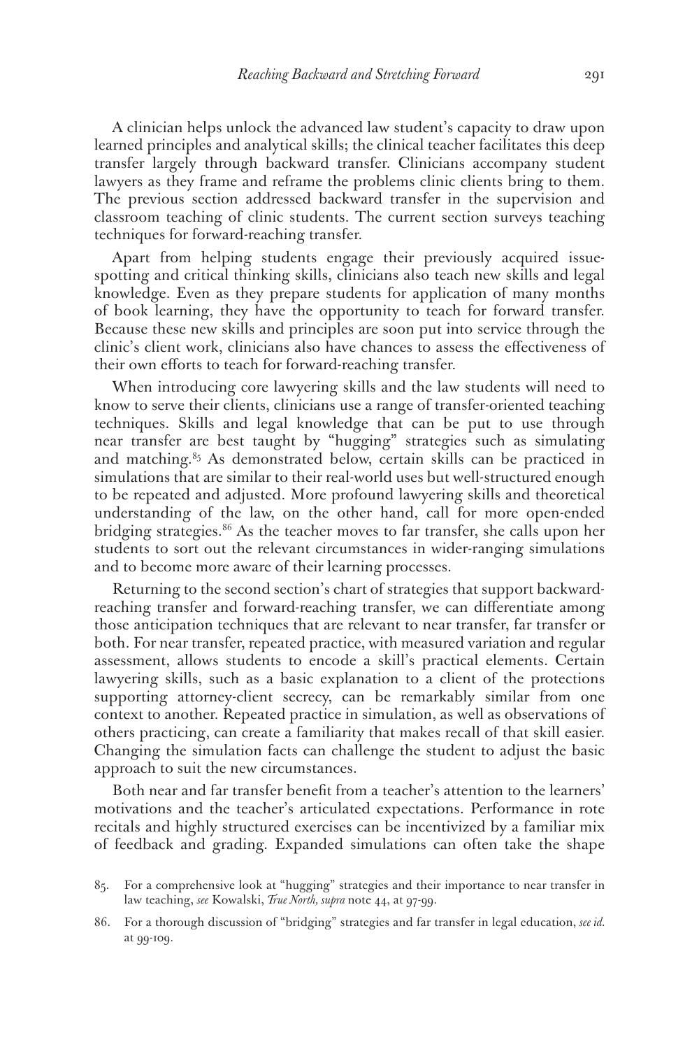A clinician helps unlock the advanced law student's capacity to draw upon learned principles and analytical skills; the clinical teacher facilitates this deep transfer largely through backward transfer. Clinicians accompany student lawyers as they frame and reframe the problems clinic clients bring to them. The previous section addressed backward transfer in the supervision and classroom teaching of clinic students. The current section surveys teaching techniques for forward-reaching transfer.

Apart from helping students engage their previously acquired issue-spotting and critical thinking skills, clinicians also teach new skills and legal knowledge. Even as they prepare students for application of many months of book learning, they have the opportunity to teach for forward transfer. Because these new skills and principles are soon put into service through the clinic's client work, clinicians also have chances to assess the effectiveness of their own efforts to teach for forward-reaching transfer.

When introducing core lawyering skills and the law students will need to know to serve their clients, clinicians use a range of transfer-oriented teaching techniques. Skills and legal knowledge that can be put to use through near transfer are best taught by "hugging" strategies such as simulating and matching.[85] As demonstrated below, certain skills can be practiced in simulations that are similar to their real-world uses but well-structured enough to be repeated and adjusted. More profound lawyering skills and theoretical understanding of the law, on the other hand, call for more open-ended bridging strategies.[86] As the teacher moves to far transfer, she calls upon her students to sort out the relevant circumstances in wider-ranging simulations and to become more aware of their learning processes.

Returning to the second section's chart of strategies that support backward-reaching transfer and forward-reaching transfer, we can differentiate among those anticipation techniques that are relevant to near transfer, far transfer or both. For near transfer, repeated practice, with measured variation and regular assessment, allows students to encode a skill's practical elements. Certain lawyering skills, such as a basic explanation to a client of the protections supporting attorney-client secrecy, can be remarkably similar from one context to another. Repeated practice in simulation, as well as observations of others practicing, can create a familiarity that makes recall of that skill easier. Changing the simulation facts can challenge the student to adjust the basic approach to suit the new circumstances.

Both near and far transfer benefit from a teacher's attention to the learners' motivations and the teacher's articulated expectations. Performance in rote recitals and highly structured exercises can be incentivized by a familiar mix of feedback and grading. Expanded simulations can often take the shape

85. For a comprehensive look at "hugging" strategies and their importance to near transfer in law teaching, *see* Kowalski, *True North, supra* note 44, at 97-99.

86. For a thorough discussion of "bridging" strategies and far transfer in legal education, *see id.* at 99-109.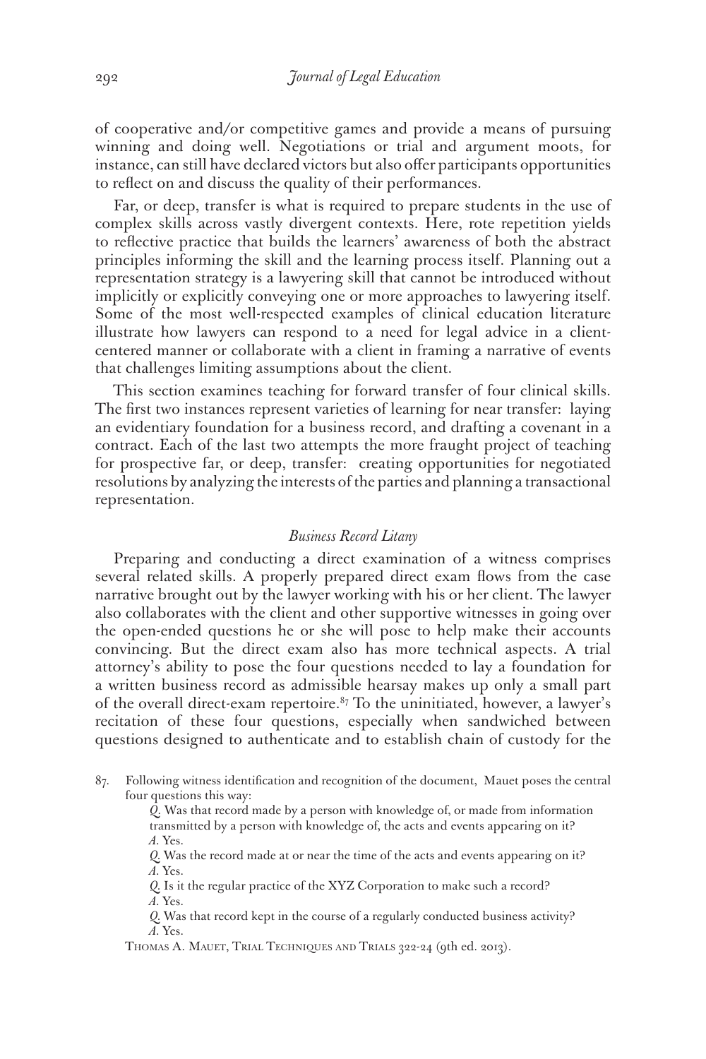of cooperative and/or competitive games and provide a means of pursuing winning and doing well. Negotiations or trial and argument moots, for instance, can still have declared victors but also offer participants opportunities to reflect on and discuss the quality of their performances.

Far, or deep, transfer is what is required to prepare students in the use of complex skills across vastly divergent contexts. Here, rote repetition yields to reflective practice that builds the learners' awareness of both the abstract principles informing the skill and the learning process itself. Planning out a representation strategy is a lawyering skill that cannot be introduced without implicitly or explicitly conveying one or more approaches to lawyering itself. Some of the most well-respected examples of clinical education literature illustrate how lawyers can respond to a need for legal advice in a client-centered manner or collaborate with a client in framing a narrative of events that challenges limiting assumptions about the client.

This section examines teaching for forward transfer of four clinical skills. The first two instances represent varieties of learning for near transfer: laying an evidentiary foundation for a business record, and drafting a covenant in a contract. Each of the last two attempts the more fraught project of teaching for prospective far, or deep, transfer: creating opportunities for negotiated resolutions by analyzing the interests of the parties and planning a transactional representation.

### *Business Record Litany*

Preparing and conducting a direct examination of a witness comprises several related skills. A properly prepared direct exam flows from the case narrative brought out by the lawyer working with his or her client. The lawyer also collaborates with the client and other supportive witnesses in going over the open-ended questions he or she will pose to help make their accounts convincing. But the direct exam also has more technical aspects. A trial attorney's ability to pose the four questions needed to lay a foundation for a written business record as admissible hearsay makes up only a small part of the overall direct-exam repertoire.[87] To the uninitiated, however, a lawyer's recitation of these four questions, especially when sandwiched between questions designed to authenticate and to establish chain of custody for the

87. Following witness identification and recognition of the document, Mauet poses the central four questions this way:

> *Q.* Was that record made by a person with knowledge of, or made from information transmitted by a person with knowledge of, the acts and events appearing on it?
> *A.* Yes.
> *Q.* Was the record made at or near the time of the acts and events appearing on it?
> *A.* Yes.
> *Q.* Is it the regular practice of the XYZ Corporation to make such a record?
> *A.* Yes.
> *Q.* Was that record kept in the course of a regularly conducted business activity?
> *A.* Yes.

Thomas A. Mauet, Trial Techniques and Trials 322-24 (9th ed. 2013).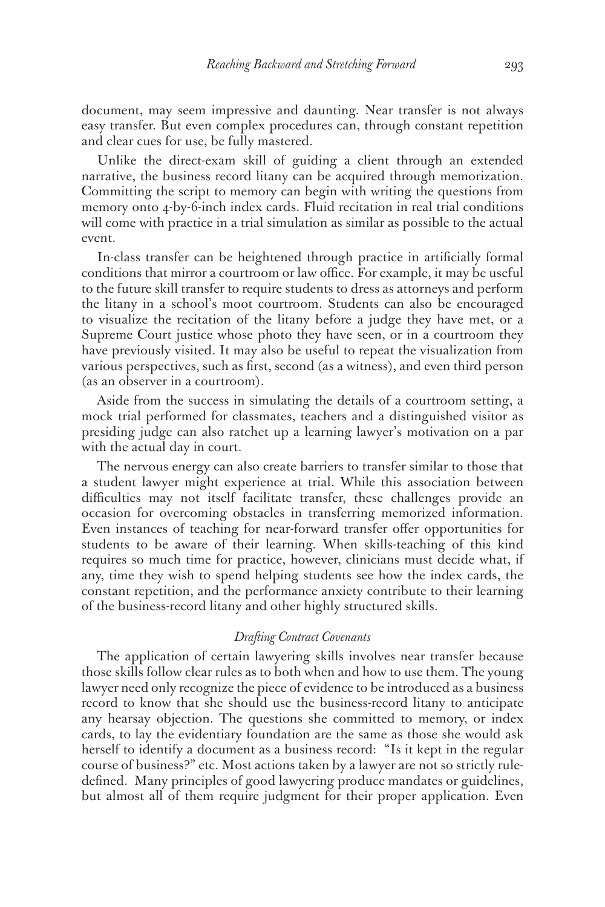document, may seem impressive and daunting. Near transfer is not always easy transfer. But even complex procedures can, through constant repetition and clear cues for use, be fully mastered.

Unlike the direct-exam skill of guiding a client through an extended narrative, the business record litany can be acquired through memorization. Committing the script to memory can begin with writing the questions from memory onto 4-by-6-inch index cards. Fluid recitation in real trial conditions will come with practice in a trial simulation as similar as possible to the actual event.

In-class transfer can be heightened through practice in artificially formal conditions that mirror a courtroom or law office. For example, it may be useful to the future skill transfer to require students to dress as attorneys and perform the litany in a school's moot courtroom. Students can also be encouraged to visualize the recitation of the litany before a judge they have met, or a Supreme Court justice whose photo they have seen, or in a courtroom they have previously visited. It may also be useful to repeat the visualization from various perspectives, such as first, second (as a witness), and even third person (as an observer in a courtroom).

Aside from the success in simulating the details of a courtroom setting, a mock trial performed for classmates, teachers and a distinguished visitor as presiding judge can also ratchet up a learning lawyer's motivation on a par with the actual day in court.

The nervous energy can also create barriers to transfer similar to those that a student lawyer might experience at trial. While this association between difficulties may not itself facilitate transfer, these challenges provide an occasion for overcoming obstacles in transferring memorized information. Even instances of teaching for near-forward transfer offer opportunities for students to be aware of their learning. When skills-teaching of this kind requires so much time for practice, however, clinicians must decide what, if any, time they wish to spend helping students see how the index cards, the constant repetition, and the performance anxiety contribute to their learning of the business-record litany and other highly structured skills.

### *Drafting Contract Covenants*

The application of certain lawyering skills involves near transfer because those skills follow clear rules as to both when and how to use them. The young lawyer need only recognize the piece of evidence to be introduced as a business record to know that she should use the business-record litany to anticipate any hearsay objection. The questions she committed to memory, or index cards, to lay the evidentiary foundation are the same as those she would ask herself to identify a document as a business record: "Is it kept in the regular course of business?" etc. Most actions taken by a lawyer are not so strictly rule-defined. Many principles of good lawyering produce mandates or guidelines, but almost all of them require judgment for their proper application. Even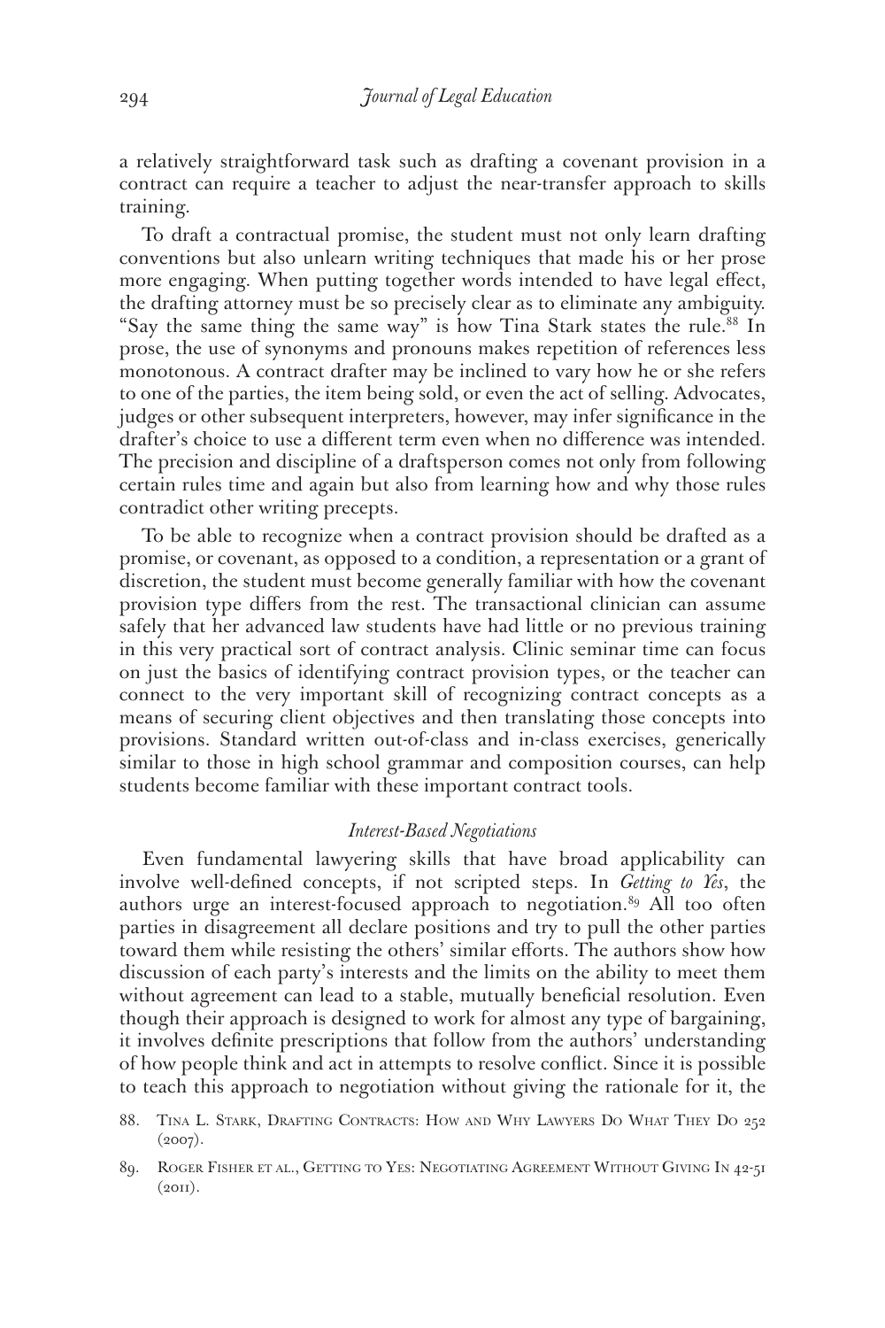a relatively straightforward task such as drafting a covenant provision in a contract can require a teacher to adjust the near-transfer approach to skills training.

To draft a contractual promise, the student must not only learn drafting conventions but also unlearn writing techniques that made his or her prose more engaging. When putting together words intended to have legal effect, the drafting attorney must be so precisely clear as to eliminate any ambiguity. "Say the same thing the same way" is how Tina Stark states the rule.[88] In prose, the use of synonyms and pronouns makes repetition of references less monotonous. A contract drafter may be inclined to vary how he or she refers to one of the parties, the item being sold, or even the act of selling. Advocates, judges or other subsequent interpreters, however, may infer significance in the drafter's choice to use a different term even when no difference was intended. The precision and discipline of a draftsperson comes not only from following certain rules time and again but also from learning how and why those rules contradict other writing precepts.

To be able to recognize when a contract provision should be drafted as a promise, or covenant, as opposed to a condition, a representation or a grant of discretion, the student must become generally familiar with how the covenant provision type differs from the rest. The transactional clinician can assume safely that her advanced law students have had little or no previous training in this very practical sort of contract analysis. Clinic seminar time can focus on just the basics of identifying contract provision types, or the teacher can connect to the very important skill of recognizing contract concepts as a means of securing client objectives and then translating those concepts into provisions. Standard written out-of-class and in-class exercises, generically similar to those in high school grammar and composition courses, can help students become familiar with these important contract tools.

### *Interest-Based Negotiations*

Even fundamental lawyering skills that have broad applicability can involve well-defined concepts, if not scripted steps. In *Getting to Yes*, the authors urge an interest-focused approach to negotiation.[89] All too often parties in disagreement all declare positions and try to pull the other parties toward them while resisting the others' similar efforts. The authors show how discussion of each party's interests and the limits on the ability to meet them without agreement can lead to a stable, mutually beneficial resolution. Even though their approach is designed to work for almost any type of bargaining, it involves definite prescriptions that follow from the authors' understanding of how people think and act in attempts to resolve conflict. Since it is possible to teach this approach to negotiation without giving the rationale for it, the

88. Tina L. Stark, Drafting Contracts: How and Why Lawyers Do What They Do 252 (2007).

89. Roger Fisher et al., Getting to Yes: Negotiating Agreement Without Giving In 42-51 (2011).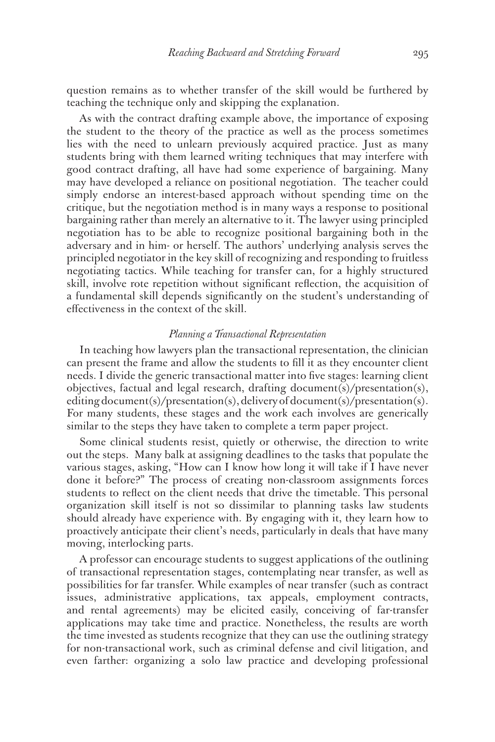question remains as to whether transfer of the skill would be furthered by teaching the technique only and skipping the explanation.

As with the contract drafting example above, the importance of exposing the student to the theory of the practice as well as the process sometimes lies with the need to unlearn previously acquired practice. Just as many students bring with them learned writing techniques that may interfere with good contract drafting, all have had some experience of bargaining. Many may have developed a reliance on positional negotiation. The teacher could simply endorse an interest-based approach without spending time on the critique, but the negotiation method is in many ways a response to positional bargaining rather than merely an alternative to it. The lawyer using principled negotiation has to be able to recognize positional bargaining both in the adversary and in him- or herself. The authors' underlying analysis serves the principled negotiator in the key skill of recognizing and responding to fruitless negotiating tactics. While teaching for transfer can, for a highly structured skill, involve rote repetition without significant reflection, the acquisition of a fundamental skill depends significantly on the student's understanding of effectiveness in the context of the skill.

### *Planning a Transactional Representation*

In teaching how lawyers plan the transactional representation, the clinician can present the frame and allow the students to fill it as they encounter client needs. I divide the generic transactional matter into five stages: learning client objectives, factual and legal research, drafting document(s)/presentation(s), editing document(s)/presentation(s), delivery of document(s)/presentation(s). For many students, these stages and the work each involves are generically similar to the steps they have taken to complete a term paper project.

Some clinical students resist, quietly or otherwise, the direction to write out the steps. Many balk at assigning deadlines to the tasks that populate the various stages, asking, "How can I know how long it will take if I have never done it before?" The process of creating non-classroom assignments forces students to reflect on the client needs that drive the timetable. This personal organization skill itself is not so dissimilar to planning tasks law students should already have experience with. By engaging with it, they learn how to proactively anticipate their client's needs, particularly in deals that have many moving, interlocking parts.

A professor can encourage students to suggest applications of the outlining of transactional representation stages, contemplating near transfer, as well as possibilities for far transfer. While examples of near transfer (such as contract issues, administrative applications, tax appeals, employment contracts, and rental agreements) may be elicited easily, conceiving of far-transfer applications may take time and practice. Nonetheless, the results are worth the time invested as students recognize that they can use the outlining strategy for non-transactional work, such as criminal defense and civil litigation, and even farther: organizing a solo law practice and developing professional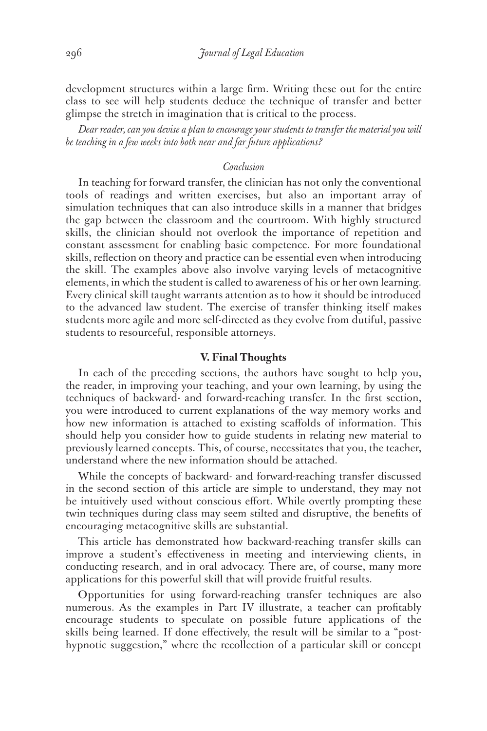development structures within a large firm. Writing these out for the entire class to see will help students deduce the technique of transfer and better glimpse the stretch in imagination that is critical to the process.

*Dear reader, can you devise a plan to encourage your students to transfer the material you will be teaching in a few weeks into both near and far future applications?*

### *Conclusion*

In teaching for forward transfer, the clinician has not only the conventional tools of readings and written exercises, but also an important array of simulation techniques that can also introduce skills in a manner that bridges the gap between the classroom and the courtroom. With highly structured skills, the clinician should not overlook the importance of repetition and constant assessment for enabling basic competence. For more foundational skills, reflection on theory and practice can be essential even when introducing the skill. The examples above also involve varying levels of metacognitive elements, in which the student is called to awareness of his or her own learning. Every clinical skill taught warrants attention as to how it should be introduced to the advanced law student. The exercise of transfer thinking itself makes students more agile and more self-directed as they evolve from dutiful, passive students to resourceful, responsible attorneys.

## V. Final Thoughts

In each of the preceding sections, the authors have sought to help you, the reader, in improving your teaching, and your own learning, by using the techniques of backward- and forward-reaching transfer. In the first section, you were introduced to current explanations of the way memory works and how new information is attached to existing scaffolds of information. This should help you consider how to guide students in relating new material to previously learned concepts. This, of course, necessitates that you, the teacher, understand where the new information should be attached.

While the concepts of backward- and forward-reaching transfer discussed in the second section of this article are simple to understand, they may not be intuitively used without conscious effort. While overtly prompting these twin techniques during class may seem stilted and disruptive, the benefits of encouraging metacognitive skills are substantial.

This article has demonstrated how backward-reaching transfer skills can improve a student's effectiveness in meeting and interviewing clients, in conducting research, and in oral advocacy. There are, of course, many more applications for this powerful skill that will provide fruitful results.

Opportunities for using forward-reaching transfer techniques are also numerous. As the examples in Part IV illustrate, a teacher can profitably encourage students to speculate on possible future applications of the skills being learned. If done effectively, the result will be similar to a "post-hypnotic suggestion," where the recollection of a particular skill or concept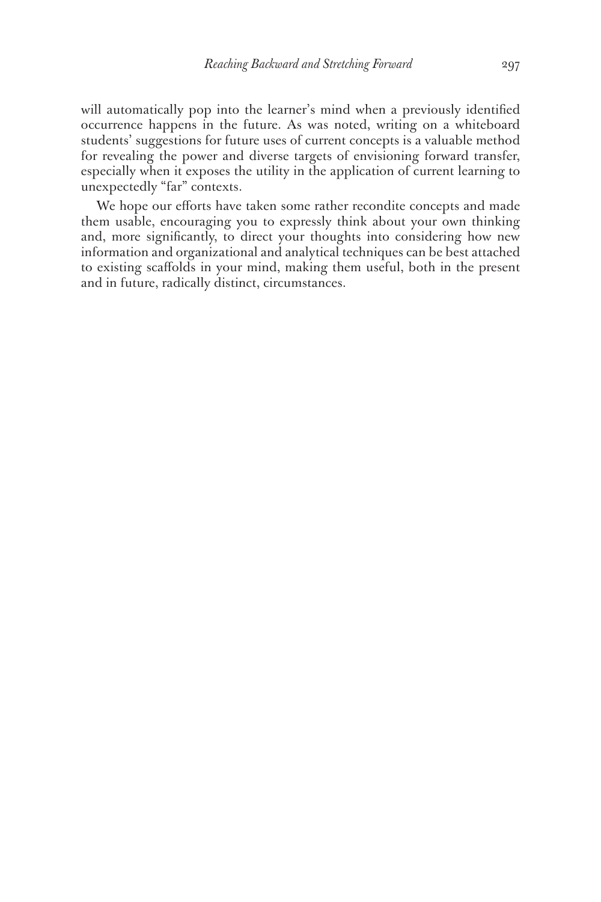will automatically pop into the learner's mind when a previously identified occurrence happens in the future. As was noted, writing on a whiteboard students' suggestions for future uses of current concepts is a valuable method for revealing the power and diverse targets of envisioning forward transfer, especially when it exposes the utility in the application of current learning to unexpectedly "far" contexts.

We hope our efforts have taken some rather recondite concepts and made them usable, encouraging you to expressly think about your own thinking and, more significantly, to direct your thoughts into considering how new information and organizational and analytical techniques can be best attached to existing scaffolds in your mind, making them useful, both in the present and in future, radically distinct, circumstances.